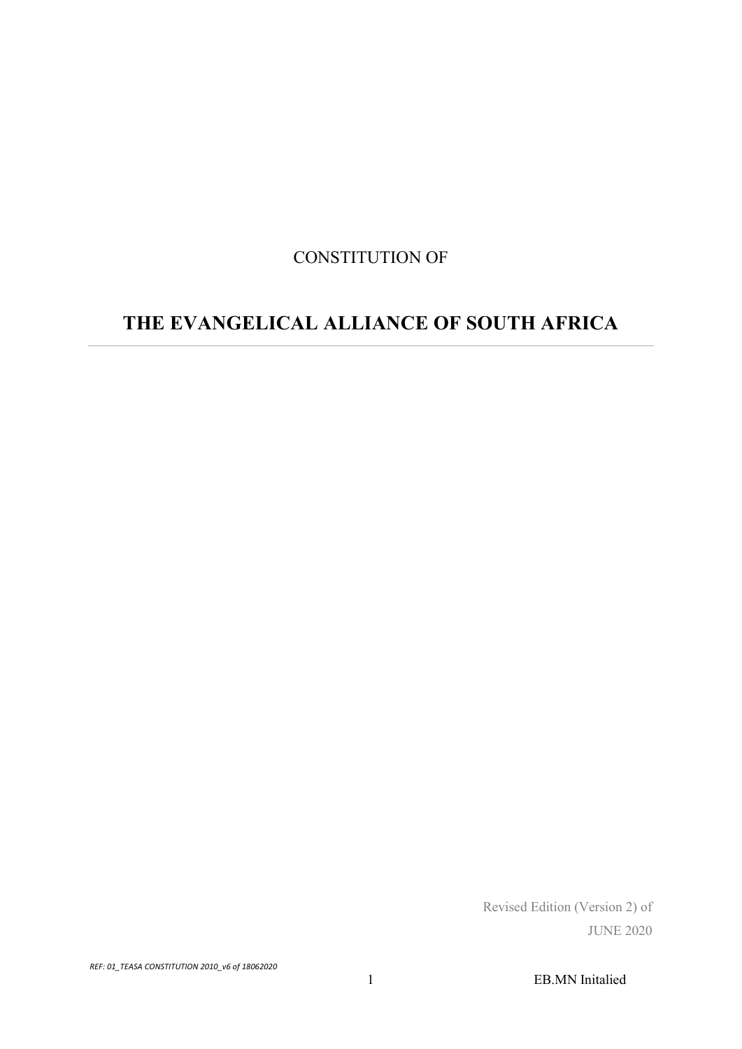CONSTITUTION OF

# THE EVANGELICAL ALLIANCE OF SOUTH AFRICA

---

Revised Edition (Version 2) of
JUNE 2020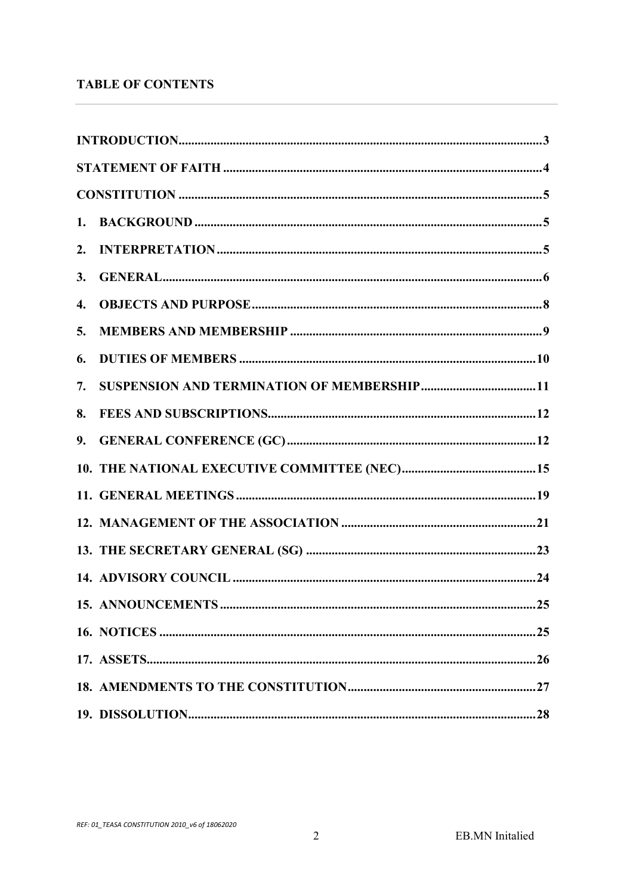## TABLE OF CONTENTS

INTRODUCTION ... 3

STATEMENT OF FAITH ... 4

CONSTITUTION ... 5

1. BACKGROUND ... 5
2. INTERPRETATION ... 5
3. GENERAL ... 6
4. OBJECTS AND PURPOSE ... 8
5. MEMBERS AND MEMBERSHIP ... 9
6. DUTIES OF MEMBERS ... 10
7. SUSPENSION AND TERMINATION OF MEMBERSHIP ... 11
8. FEES AND SUBSCRIPTIONS ... 12
9. GENERAL CONFERENCE (GC) ... 12
10. THE NATIONAL EXECUTIVE COMMITTEE (NEC) ... 15
11. GENERAL MEETINGS ... 19
12. MANAGEMENT OF THE ASSOCIATION ... 21
13. THE SECRETARY GENERAL (SG) ... 23
14. ADVISORY COUNCIL ... 24
15. ANNOUNCEMENTS ... 25
16. NOTICES ... 25
17. ASSETS ... 26
18. AMENDMENTS TO THE CONSTITUTION ... 27
19. DISSOLUTION ... 28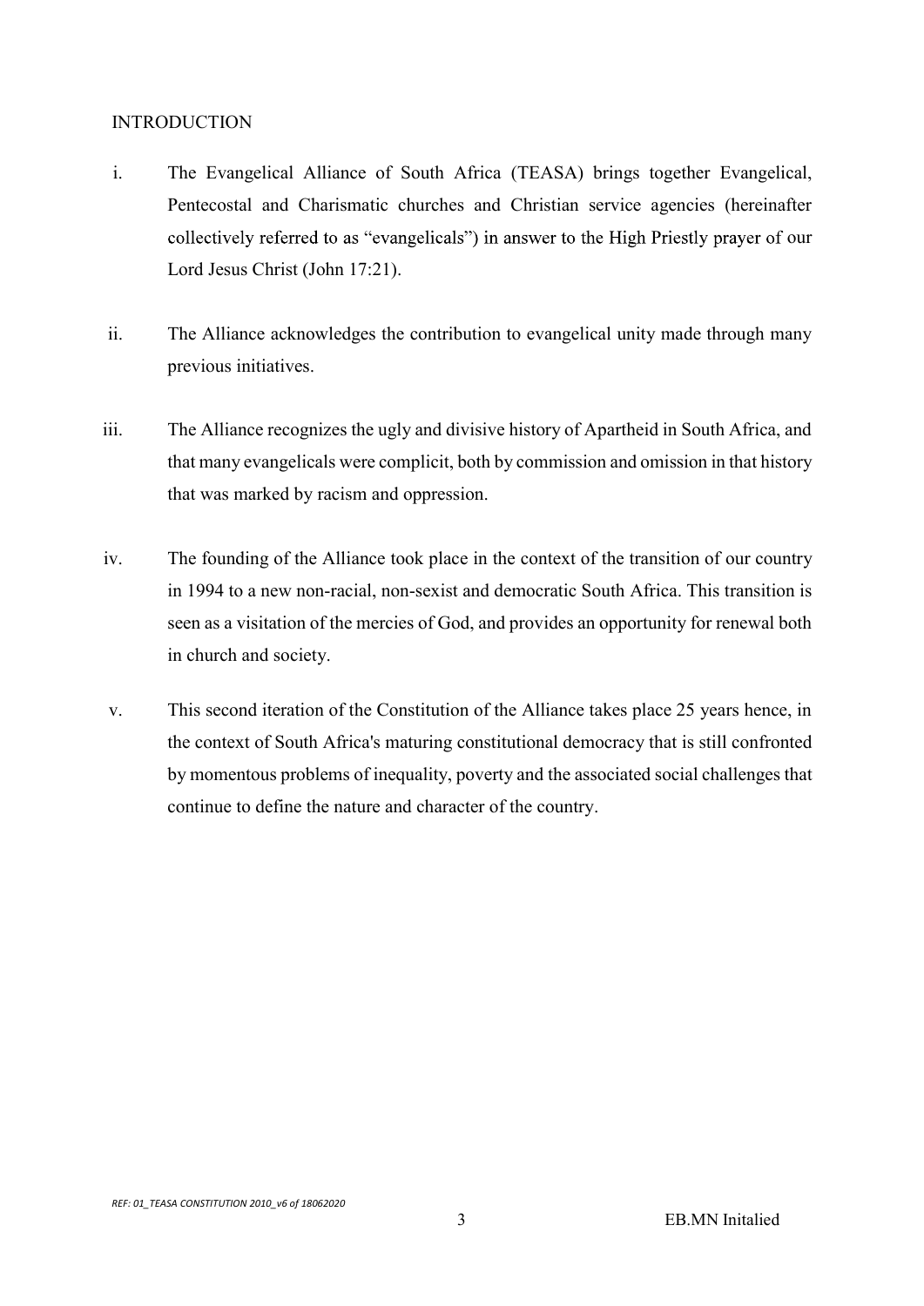## INTRODUCTION

i. The Evangelical Alliance of South Africa (TEASA) brings together Evangelical, Pentecostal and Charismatic churches and Christian service agencies (hereinafter collectively referred to as "evangelicals") in answer to the High Priestly prayer of our Lord Jesus Christ (John 17:21).

ii. The Alliance acknowledges the contribution to evangelical unity made through many previous initiatives.

iii. The Alliance recognizes the ugly and divisive history of Apartheid in South Africa, and that many evangelicals were complicit, both by commission and omission in that history that was marked by racism and oppression.

iv. The founding of the Alliance took place in the context of the transition of our country in 1994 to a new non-racial, non-sexist and democratic South Africa. This transition is seen as a visitation of the mercies of God, and provides an opportunity for renewal both in church and society.

v. This second iteration of the Constitution of the Alliance takes place 25 years hence, in the context of South Africa's maturing constitutional democracy that is still confronted by momentous problems of inequality, poverty and the associated social challenges that continue to define the nature and character of the country.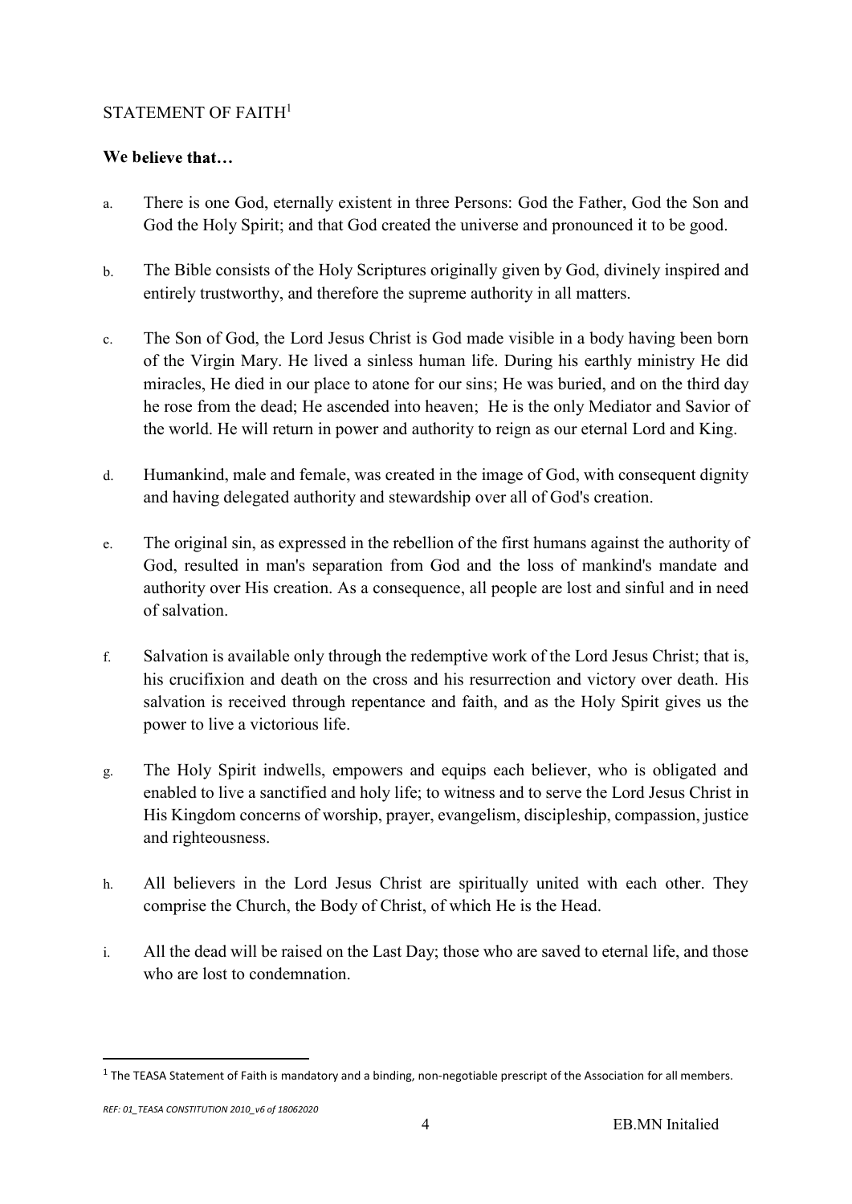STATEMENT OF FAITH[1]

**We believe that…**

a. There is one God, eternally existent in three Persons: God the Father, God the Son and God the Holy Spirit; and that God created the universe and pronounced it to be good.

b. The Bible consists of the Holy Scriptures originally given by God, divinely inspired and entirely trustworthy, and therefore the supreme authority in all matters.

c. The Son of God, the Lord Jesus Christ is God made visible in a body having been born of the Virgin Mary. He lived a sinless human life. During his earthly ministry He did miracles, He died in our place to atone for our sins; He was buried, and on the third day he rose from the dead; He ascended into heaven; He is the only Mediator and Savior of the world. He will return in power and authority to reign as our eternal Lord and King.

d. Humankind, male and female, was created in the image of God, with consequent dignity and having delegated authority and stewardship over all of God's creation.

e. The original sin, as expressed in the rebellion of the first humans against the authority of God, resulted in man's separation from God and the loss of mankind's mandate and authority over His creation. As a consequence, all people are lost and sinful and in need of salvation.

f. Salvation is available only through the redemptive work of the Lord Jesus Christ; that is, his crucifixion and death on the cross and his resurrection and victory over death. His salvation is received through repentance and faith, and as the Holy Spirit gives us the power to live a victorious life.

g. The Holy Spirit indwells, empowers and equips each believer, who is obligated and enabled to live a sanctified and holy life; to witness and to serve the Lord Jesus Christ in His Kingdom concerns of worship, prayer, evangelism, discipleship, compassion, justice and righteousness.

h. All believers in the Lord Jesus Christ are spiritually united with each other. They comprise the Church, the Body of Christ, of which He is the Head.

i. All the dead will be raised on the Last Day; those who are saved to eternal life, and those who are lost to condemnation.

[1] The TEASA Statement of Faith is mandatory and a binding, non-negotiable prescript of the Association for all members.

*REF: 01_TEASA CONSTITUTION 2010_v6 of 18062020*

EB.MN Initalied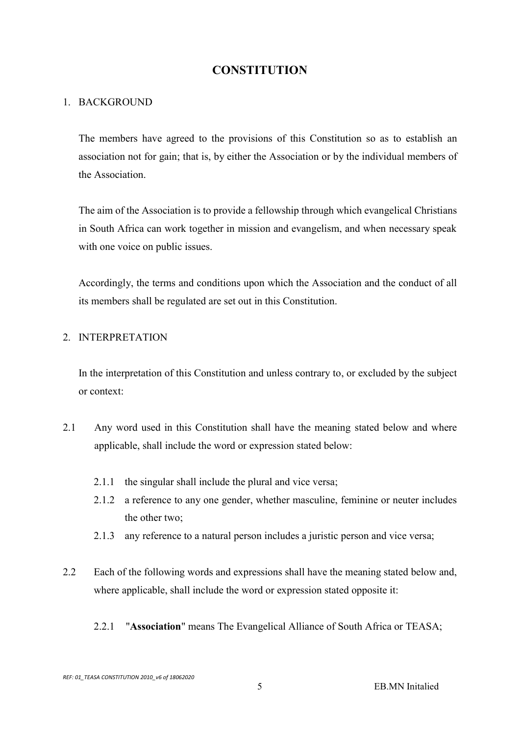# CONSTITUTION

## 1. BACKGROUND

The members have agreed to the provisions of this Constitution so as to establish an association not for gain; that is, by either the Association or by the individual members of the Association.

The aim of the Association is to provide a fellowship through which evangelical Christians in South Africa can work together in mission and evangelism, and when necessary speak with one voice on public issues.

Accordingly, the terms and conditions upon which the Association and the conduct of all its members shall be regulated are set out in this Constitution.

## 2. INTERPRETATION

In the interpretation of this Constitution and unless contrary to, or excluded by the subject or context:

2.1 Any word used in this Constitution shall have the meaning stated below and where applicable, shall include the word or expression stated below:

- 2.1.1 the singular shall include the plural and vice versa;
- 2.1.2 a reference to any one gender, whether masculine, feminine or neuter includes the other two;
- 2.1.3 any reference to a natural person includes a juristic person and vice versa;

2.2 Each of the following words and expressions shall have the meaning stated below and, where applicable, shall include the word or expression stated opposite it:

- 2.2.1 "**Association**" means The Evangelical Alliance of South Africa or TEASA;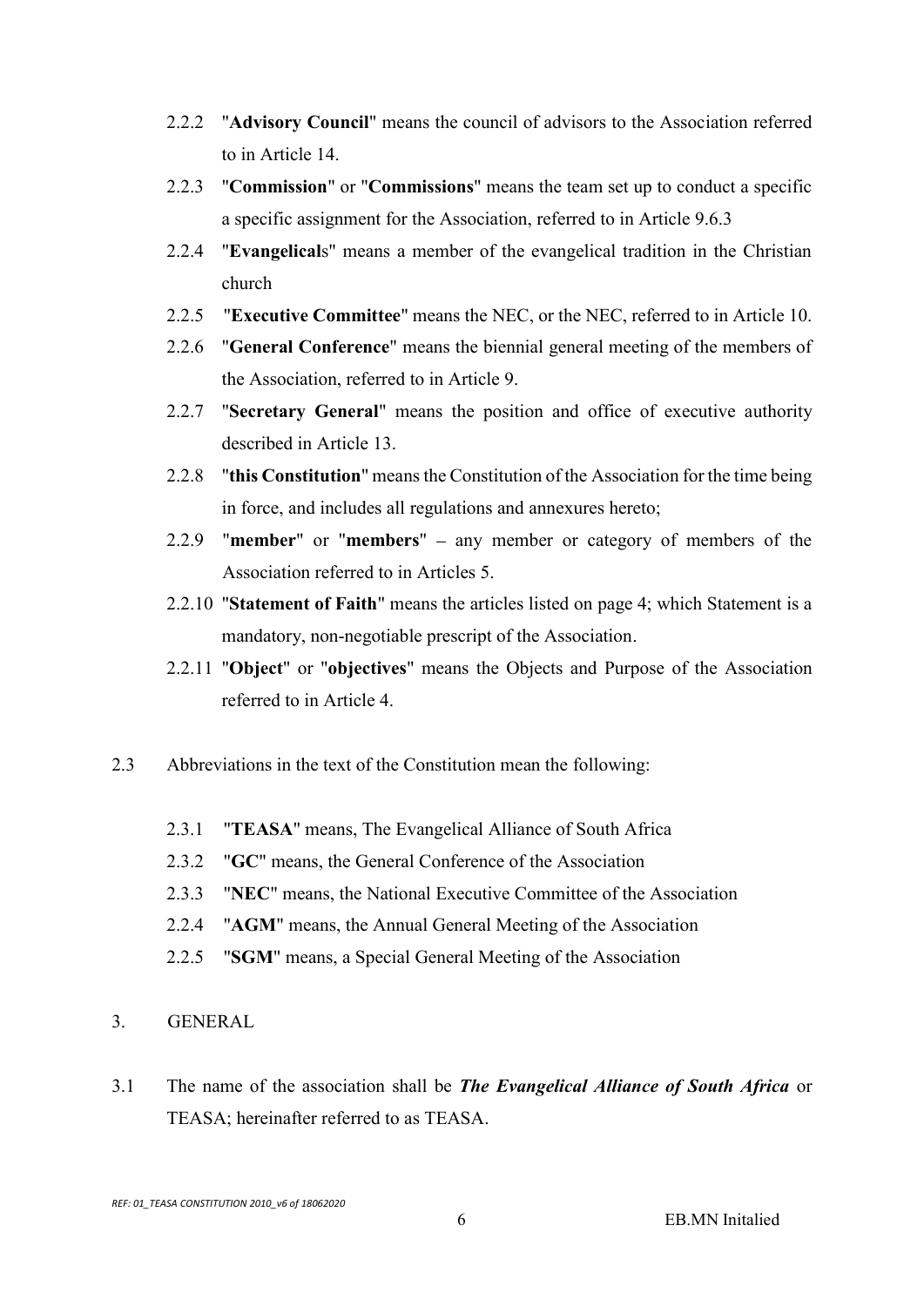2.2.2 "**Advisory Council**" means the council of advisors to the Association referred to in Article 14.

2.2.3 "**Commission**" or "**Commissions**" means the team set up to conduct a specific a specific assignment for the Association, referred to in Article 9.6.3

2.2.4 "**Evangelical**s" means a member of the evangelical tradition in the Christian church

2.2.5 "**Executive Committee**" means the NEC, or the NEC, referred to in Article 10.

2.2.6 "**General Conference**" means the biennial general meeting of the members of the Association, referred to in Article 9.

2.2.7 "**Secretary General**" means the position and office of executive authority described in Article 13.

2.2.8 "**this Constitution**" means the Constitution of the Association for the time being in force, and includes all regulations and annexures hereto;

2.2.9 "**member**" or "**members**" – any member or category of members of the Association referred to in Articles 5.

2.2.10 "**Statement of Faith**" means the articles listed on page 4; which Statement is a mandatory, non-negotiable prescript of the Association.

2.2.11 "**Object**" or "**objectives**" means the Objects and Purpose of the Association referred to in Article 4.

2.3 Abbreviations in the text of the Constitution mean the following:

2.3.1 "**TEASA**" means, The Evangelical Alliance of South Africa

2.3.2 "**GC**" means, the General Conference of the Association

2.3.3 "**NEC**" means, the National Executive Committee of the Association

2.2.4 "**AGM**" means, the Annual General Meeting of the Association

2.2.5 "**SGM**" means, a Special General Meeting of the Association

3. GENERAL

3.1 The name of the association shall be ***The Evangelical Alliance of South Africa*** or TEASA; hereinafter referred to as TEASA.

REF: 01_TEASA CONSTITUTION 2010_v6 of 18062020

EB.MN Initalied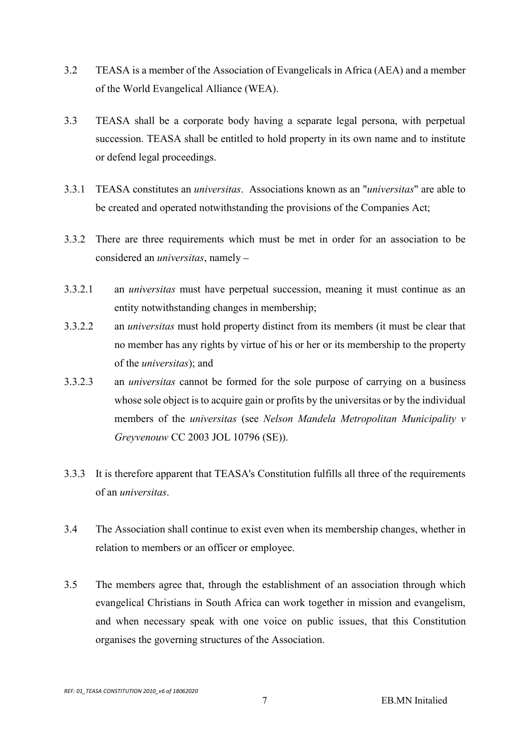3.2 TEASA is a member of the Association of Evangelicals in Africa (AEA) and a member of the World Evangelical Alliance (WEA).

3.3 TEASA shall be a corporate body having a separate legal persona, with perpetual succession. TEASA shall be entitled to hold property in its own name and to institute or defend legal proceedings.

3.3.1 TEASA constitutes an *universitas*. Associations known as an "*universitas*" are able to be created and operated notwithstanding the provisions of the Companies Act;

3.3.2 There are three requirements which must be met in order for an association to be considered an *universitas*, namely –

3.3.2.1 an *universitas* must have perpetual succession, meaning it must continue as an entity notwithstanding changes in membership;

3.3.2.2 an *universitas* must hold property distinct from its members (it must be clear that no member has any rights by virtue of his or her or its membership to the property of the *universitas*); and

3.3.2.3 an *universitas* cannot be formed for the sole purpose of carrying on a business whose sole object is to acquire gain or profits by the universitas or by the individual members of the *universitas* (see *Nelson Mandela Metropolitan Municipality v Greyvenouw* CC 2003 JOL 10796 (SE)).

3.3.3 It is therefore apparent that TEASA's Constitution fulfills all three of the requirements of an *universitas*.

3.4 The Association shall continue to exist even when its membership changes, whether in relation to members or an officer or employee.

3.5 The members agree that, through the establishment of an association through which evangelical Christians in South Africa can work together in mission and evangelism, and when necessary speak with one voice on public issues, that this Constitution organises the governing structures of the Association.

EB.MN Initalied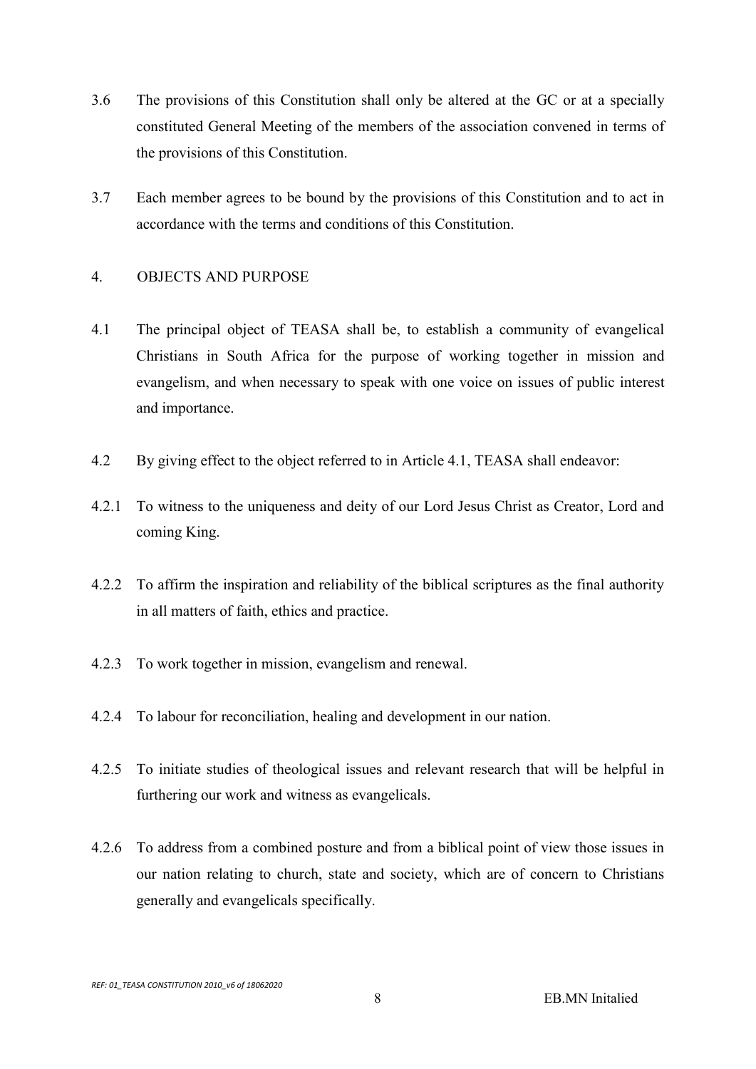3.6 The provisions of this Constitution shall only be altered at the GC or at a specially constituted General Meeting of the members of the association convened in terms of the provisions of this Constitution.

3.7 Each member agrees to be bound by the provisions of this Constitution and to act in accordance with the terms and conditions of this Constitution.

## 4. OBJECTS AND PURPOSE

4.1 The principal object of TEASA shall be, to establish a community of evangelical Christians in South Africa for the purpose of working together in mission and evangelism, and when necessary to speak with one voice on issues of public interest and importance.

4.2 By giving effect to the object referred to in Article 4.1, TEASA shall endeavor:

4.2.1 To witness to the uniqueness and deity of our Lord Jesus Christ as Creator, Lord and coming King.

4.2.2 To affirm the inspiration and reliability of the biblical scriptures as the final authority in all matters of faith, ethics and practice.

4.2.3 To work together in mission, evangelism and renewal.

4.2.4 To labour for reconciliation, healing and development in our nation.

4.2.5 To initiate studies of theological issues and relevant research that will be helpful in furthering our work and witness as evangelicals.

4.2.6 To address from a combined posture and from a biblical point of view those issues in our nation relating to church, state and society, which are of concern to Christians generally and evangelicals specifically.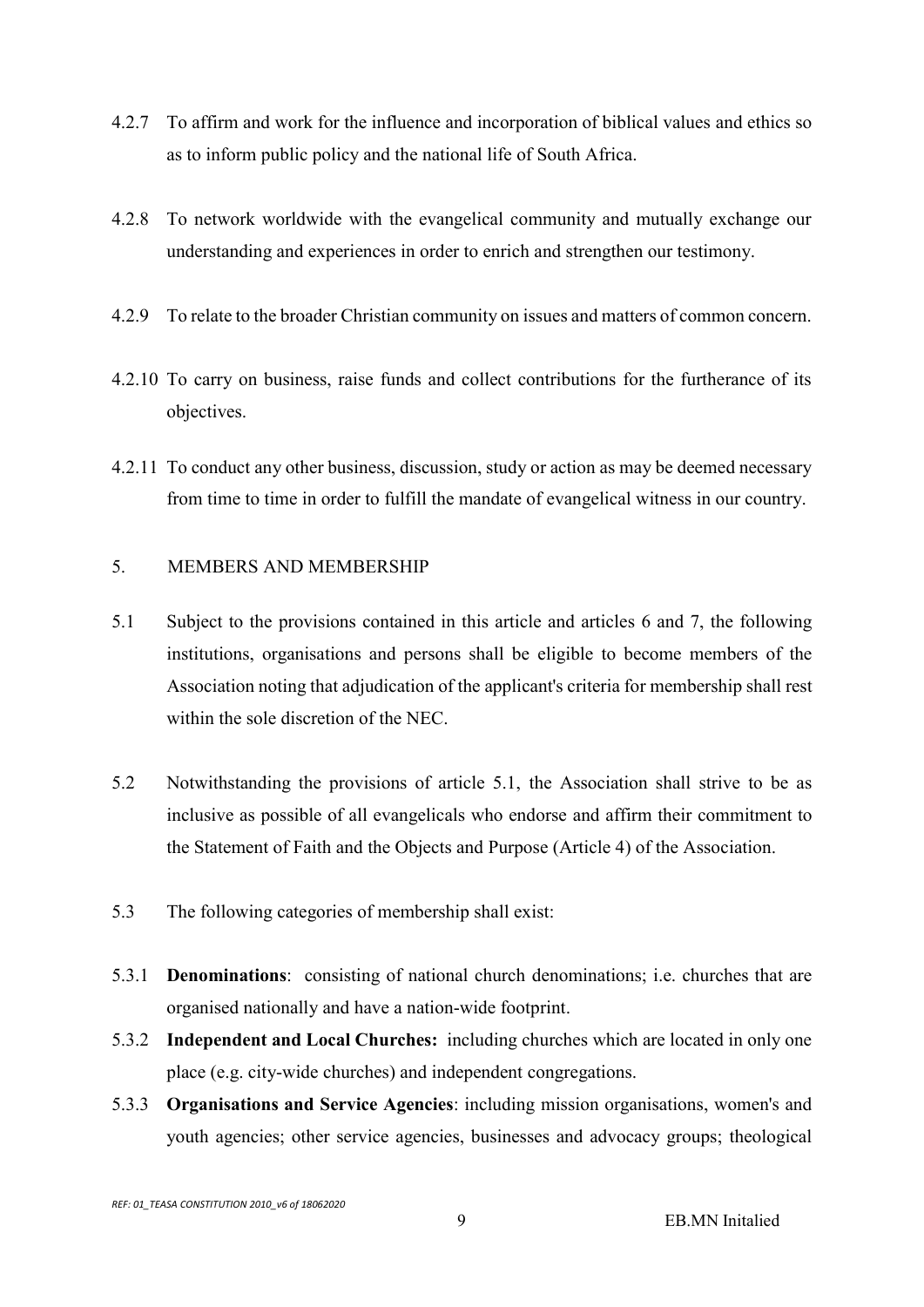4.2.7 To affirm and work for the influence and incorporation of biblical values and ethics so as to inform public policy and the national life of South Africa.

4.2.8 To network worldwide with the evangelical community and mutually exchange our understanding and experiences in order to enrich and strengthen our testimony.

4.2.9 To relate to the broader Christian community on issues and matters of common concern.

4.2.10 To carry on business, raise funds and collect contributions for the furtherance of its objectives.

4.2.11 To conduct any other business, discussion, study or action as may be deemed necessary from time to time in order to fulfill the mandate of evangelical witness in our country.

## 5. MEMBERS AND MEMBERSHIP

5.1 Subject to the provisions contained in this article and articles 6 and 7, the following institutions, organisations and persons shall be eligible to become members of the Association noting that adjudication of the applicant's criteria for membership shall rest within the sole discretion of the NEC.

5.2 Notwithstanding the provisions of article 5.1, the Association shall strive to be as inclusive as possible of all evangelicals who endorse and affirm their commitment to the Statement of Faith and the Objects and Purpose (Article 4) of the Association.

5.3 The following categories of membership shall exist:

5.3.1 **Denominations**: consisting of national church denominations; i.e. churches that are organised nationally and have a nation-wide footprint.

5.3.2 **Independent and Local Churches:** including churches which are located in only one place (e.g. city-wide churches) and independent congregations.

5.3.3 **Organisations and Service Agencies**: including mission organisations, women's and youth agencies; other service agencies, businesses and advocacy groups; theological

EB.MN Initalied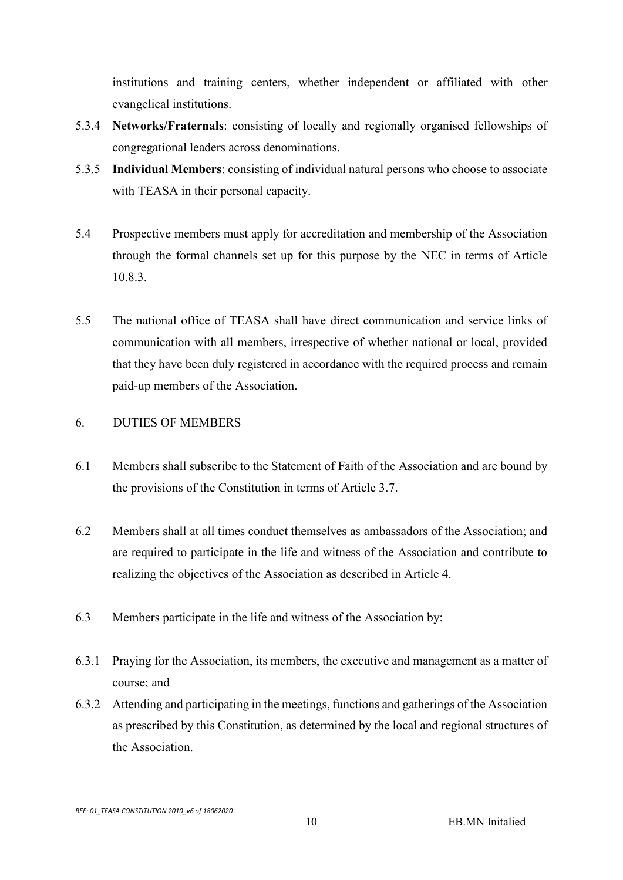institutions and training centers, whether independent or affiliated with other evangelical institutions.

5.3.4 **Networks/Fraternals**: consisting of locally and regionally organised fellowships of congregational leaders across denominations.

5.3.5 **Individual Members**: consisting of individual natural persons who choose to associate with TEASA in their personal capacity.

5.4 Prospective members must apply for accreditation and membership of the Association through the formal channels set up for this purpose by the NEC in terms of Article 10.8.3.

5.5 The national office of TEASA shall have direct communication and service links of communication with all members, irrespective of whether national or local, provided that they have been duly registered in accordance with the required process and remain paid-up members of the Association.

## 6. DUTIES OF MEMBERS

6.1 Members shall subscribe to the Statement of Faith of the Association and are bound by the provisions of the Constitution in terms of Article 3.7.

6.2 Members shall at all times conduct themselves as ambassadors of the Association; and are required to participate in the life and witness of the Association and contribute to realizing the objectives of the Association as described in Article 4.

6.3 Members participate in the life and witness of the Association by:

6.3.1 Praying for the Association, its members, the executive and management as a matter of course; and

6.3.2 Attending and participating in the meetings, functions and gatherings of the Association as prescribed by this Constitution, as determined by the local and regional structures of the Association.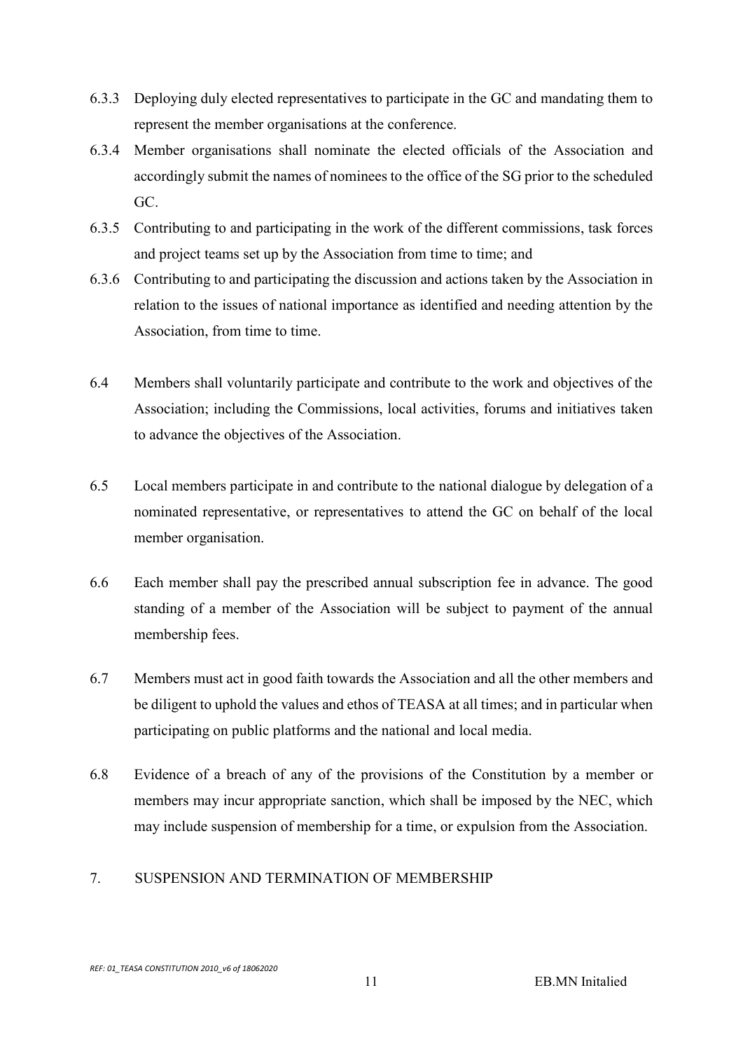6.3.3 Deploying duly elected representatives to participate in the GC and mandating them to represent the member organisations at the conference.

6.3.4 Member organisations shall nominate the elected officials of the Association and accordingly submit the names of nominees to the office of the SG prior to the scheduled GC.

6.3.5 Contributing to and participating in the work of the different commissions, task forces and project teams set up by the Association from time to time; and

6.3.6 Contributing to and participating the discussion and actions taken by the Association in relation to the issues of national importance as identified and needing attention by the Association, from time to time.

6.4 Members shall voluntarily participate and contribute to the work and objectives of the Association; including the Commissions, local activities, forums and initiatives taken to advance the objectives of the Association.

6.5 Local members participate in and contribute to the national dialogue by delegation of a nominated representative, or representatives to attend the GC on behalf of the local member organisation.

6.6 Each member shall pay the prescribed annual subscription fee in advance. The good standing of a member of the Association will be subject to payment of the annual membership fees.

6.7 Members must act in good faith towards the Association and all the other members and be diligent to uphold the values and ethos of TEASA at all times; and in particular when participating on public platforms and the national and local media.

6.8 Evidence of a breach of any of the provisions of the Constitution by a member or members may incur appropriate sanction, which shall be imposed by the NEC, which may include suspension of membership for a time, or expulsion from the Association.

## 7. SUSPENSION AND TERMINATION OF MEMBERSHIP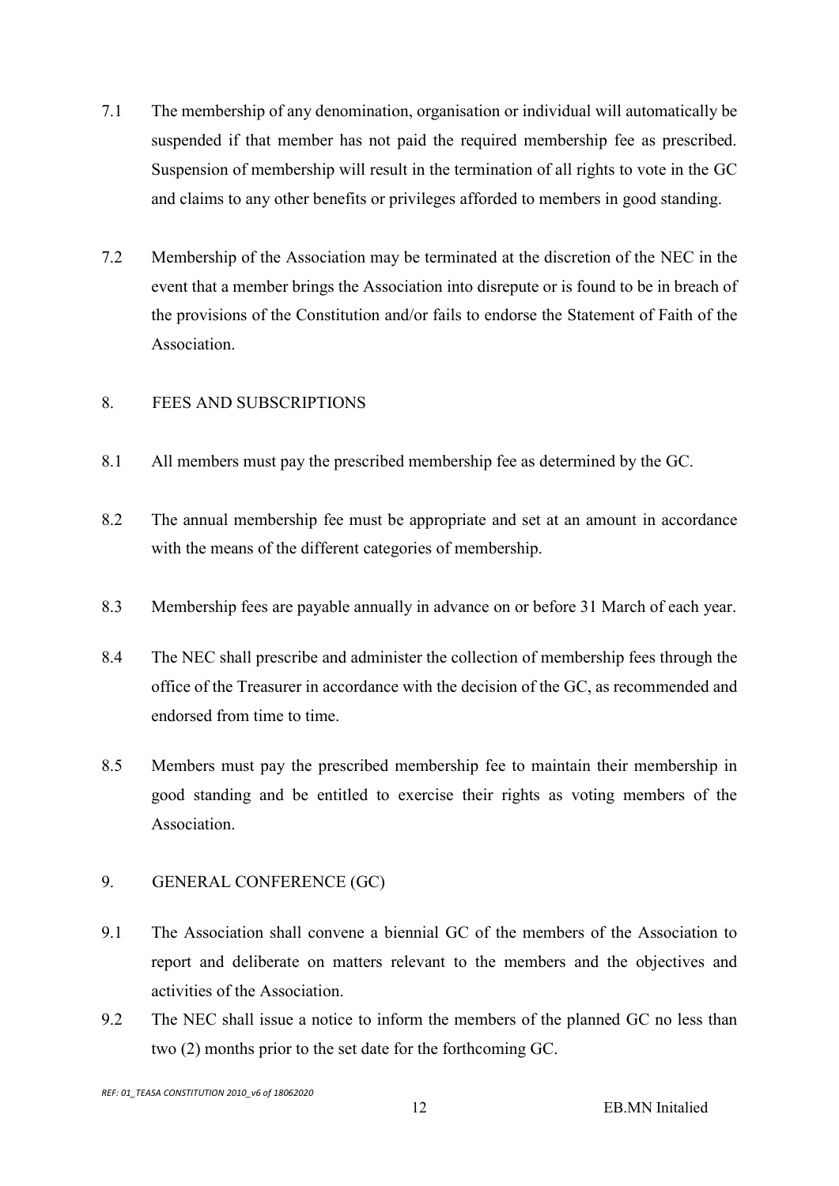7.1 The membership of any denomination, organisation or individual will automatically be suspended if that member has not paid the required membership fee as prescribed. Suspension of membership will result in the termination of all rights to vote in the GC and claims to any other benefits or privileges afforded to members in good standing.

7.2 Membership of the Association may be terminated at the discretion of the NEC in the event that a member brings the Association into disrepute or is found to be in breach of the provisions of the Constitution and/or fails to endorse the Statement of Faith of the Association.

## 8. FEES AND SUBSCRIPTIONS

8.1 All members must pay the prescribed membership fee as determined by the GC.

8.2 The annual membership fee must be appropriate and set at an amount in accordance with the means of the different categories of membership.

8.3 Membership fees are payable annually in advance on or before 31 March of each year.

8.4 The NEC shall prescribe and administer the collection of membership fees through the office of the Treasurer in accordance with the decision of the GC, as recommended and endorsed from time to time.

8.5 Members must pay the prescribed membership fee to maintain their membership in good standing and be entitled to exercise their rights as voting members of the Association.

## 9. GENERAL CONFERENCE (GC)

9.1 The Association shall convene a biennial GC of the members of the Association to report and deliberate on matters relevant to the members and the objectives and activities of the Association.

9.2 The NEC shall issue a notice to inform the members of the planned GC no less than two (2) months prior to the set date for the forthcoming GC.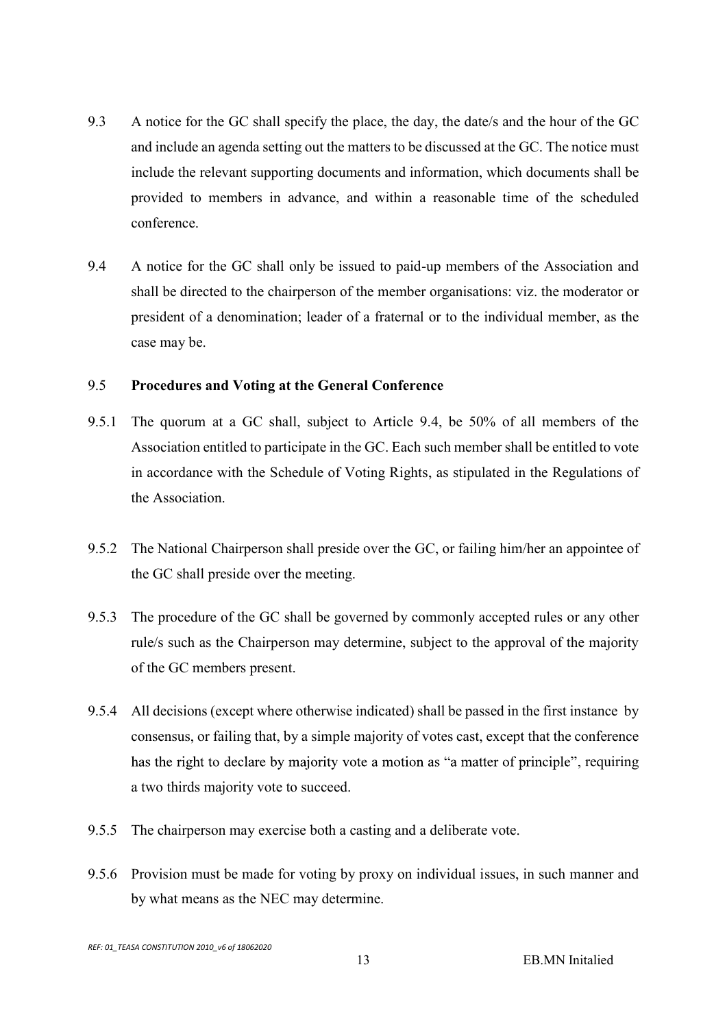9.3 A notice for the GC shall specify the place, the day, the date/s and the hour of the GC and include an agenda setting out the matters to be discussed at the GC. The notice must include the relevant supporting documents and information, which documents shall be provided to members in advance, and within a reasonable time of the scheduled conference.

9.4 A notice for the GC shall only be issued to paid-up members of the Association and shall be directed to the chairperson of the member organisations: viz. the moderator or president of a denomination; leader of a fraternal or to the individual member, as the case may be.

9.5 **Procedures and Voting at the General Conference**

9.5.1 The quorum at a GC shall, subject to Article 9.4, be 50% of all members of the Association entitled to participate in the GC. Each such member shall be entitled to vote in accordance with the Schedule of Voting Rights, as stipulated in the Regulations of the Association.

9.5.2 The National Chairperson shall preside over the GC, or failing him/her an appointee of the GC shall preside over the meeting.

9.5.3 The procedure of the GC shall be governed by commonly accepted rules or any other rule/s such as the Chairperson may determine, subject to the approval of the majority of the GC members present.

9.5.4 All decisions (except where otherwise indicated) shall be passed in the first instance by consensus, or failing that, by a simple majority of votes cast, except that the conference has the right to declare by majority vote a motion as "a matter of principle", requiring a two thirds majority vote to succeed.

9.5.5 The chairperson may exercise both a casting and a deliberate vote.

9.5.6 Provision must be made for voting by proxy on individual issues, in such manner and by what means as the NEC may determine.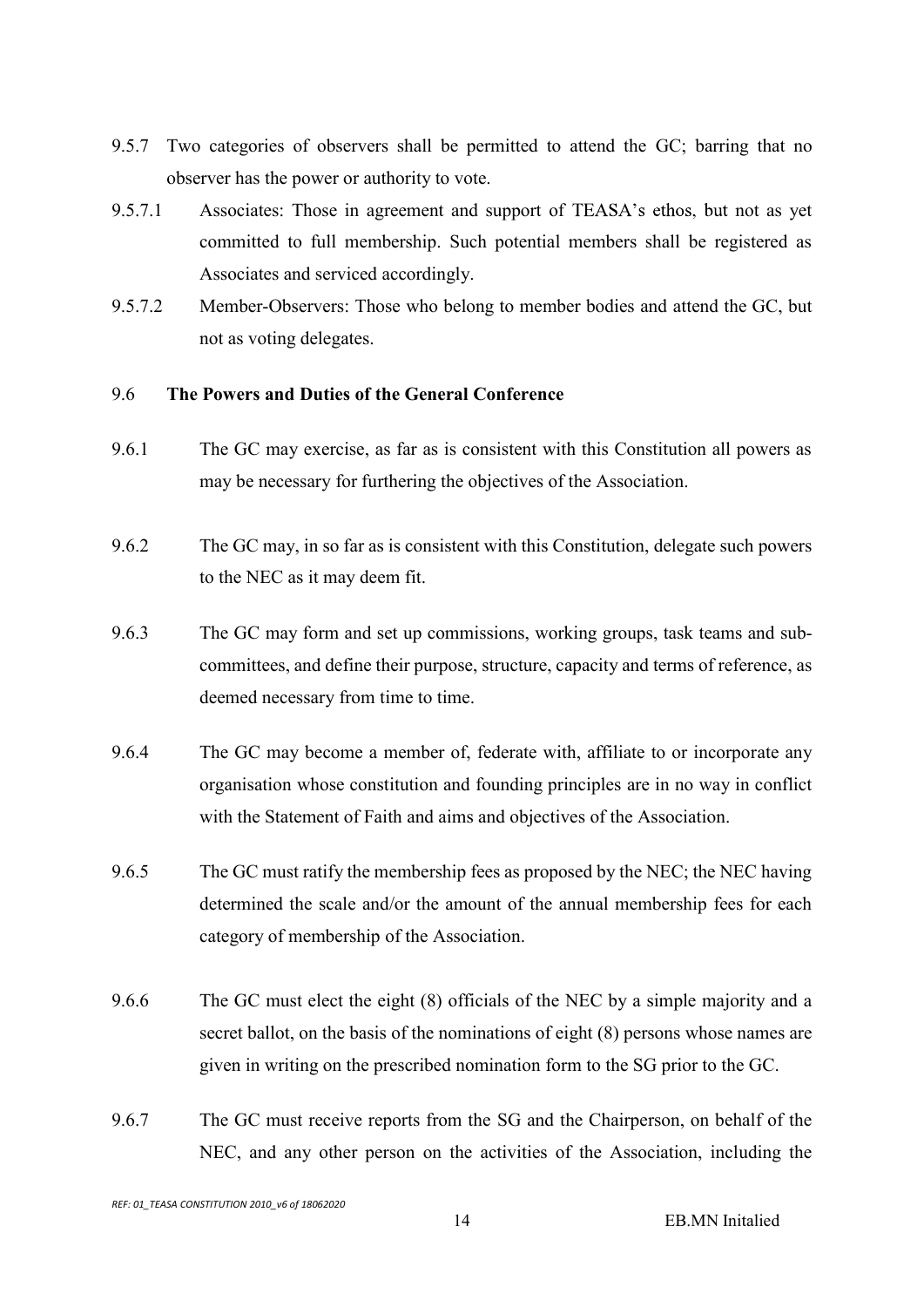9.5.7 Two categories of observers shall be permitted to attend the GC; barring that no observer has the power or authority to vote.

9.5.7.1 Associates: Those in agreement and support of TEASA's ethos, but not as yet committed to full membership. Such potential members shall be registered as Associates and serviced accordingly.

9.5.7.2 Member-Observers: Those who belong to member bodies and attend the GC, but not as voting delegates.

9.6 **The Powers and Duties of the General Conference**

9.6.1 The GC may exercise, as far as is consistent with this Constitution all powers as may be necessary for furthering the objectives of the Association.

9.6.2 The GC may, in so far as is consistent with this Constitution, delegate such powers to the NEC as it may deem fit.

9.6.3 The GC may form and set up commissions, working groups, task teams and sub-committees, and define their purpose, structure, capacity and terms of reference, as deemed necessary from time to time.

9.6.4 The GC may become a member of, federate with, affiliate to or incorporate any organisation whose constitution and founding principles are in no way in conflict with the Statement of Faith and aims and objectives of the Association.

9.6.5 The GC must ratify the membership fees as proposed by the NEC; the NEC having determined the scale and/or the amount of the annual membership fees for each category of membership of the Association.

9.6.6 The GC must elect the eight (8) officials of the NEC by a simple majority and a secret ballot, on the basis of the nominations of eight (8) persons whose names are given in writing on the prescribed nomination form to the SG prior to the GC.

9.6.7 The GC must receive reports from the SG and the Chairperson, on behalf of the NEC, and any other person on the activities of the Association, including the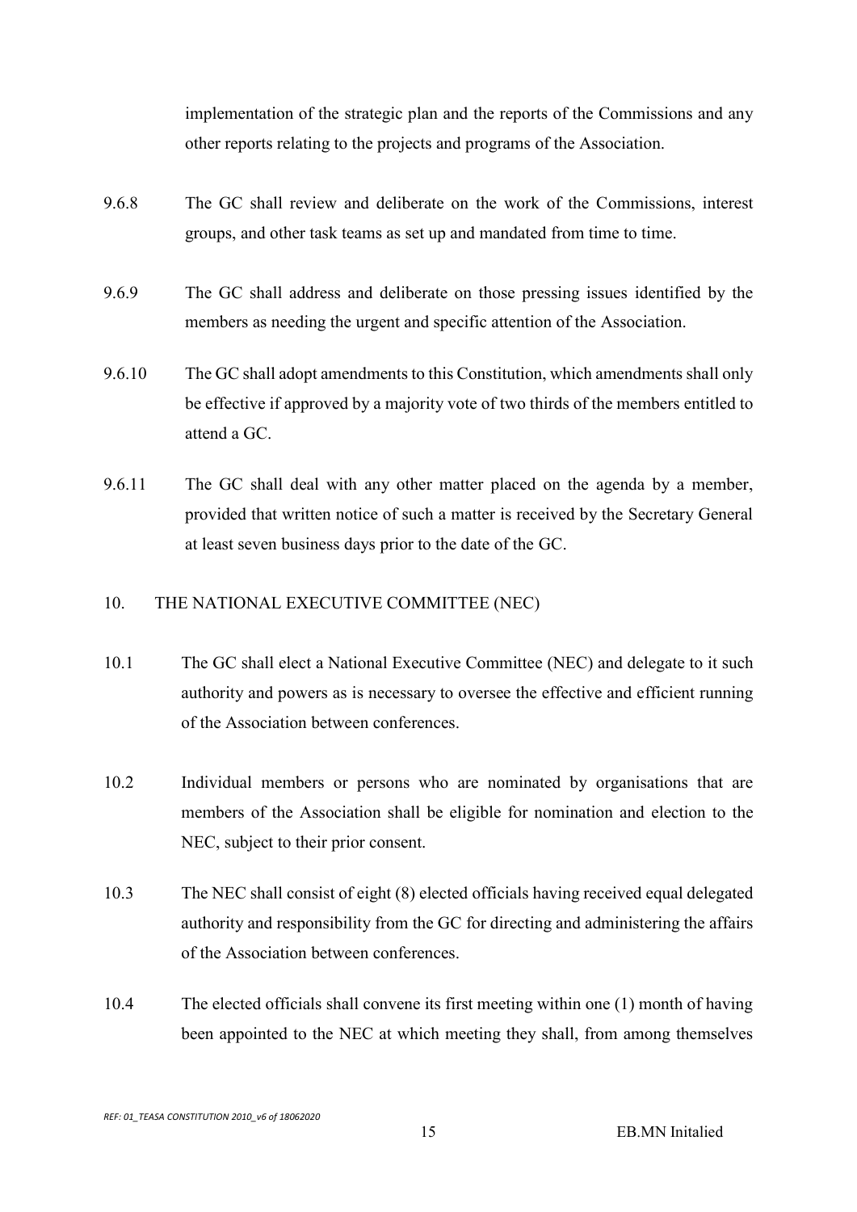implementation of the strategic plan and the reports of the Commissions and any other reports relating to the projects and programs of the Association.

9.6.8 The GC shall review and deliberate on the work of the Commissions, interest groups, and other task teams as set up and mandated from time to time.

9.6.9 The GC shall address and deliberate on those pressing issues identified by the members as needing the urgent and specific attention of the Association.

9.6.10 The GC shall adopt amendments to this Constitution, which amendments shall only be effective if approved by a majority vote of two thirds of the members entitled to attend a GC.

9.6.11 The GC shall deal with any other matter placed on the agenda by a member, provided that written notice of such a matter is received by the Secretary General at least seven business days prior to the date of the GC.

## 10. THE NATIONAL EXECUTIVE COMMITTEE (NEC)

10.1 The GC shall elect a National Executive Committee (NEC) and delegate to it such authority and powers as is necessary to oversee the effective and efficient running of the Association between conferences.

10.2 Individual members or persons who are nominated by organisations that are members of the Association shall be eligible for nomination and election to the NEC, subject to their prior consent.

10.3 The NEC shall consist of eight (8) elected officials having received equal delegated authority and responsibility from the GC for directing and administering the affairs of the Association between conferences.

10.4 The elected officials shall convene its first meeting within one (1) month of having been appointed to the NEC at which meeting they shall, from among themselves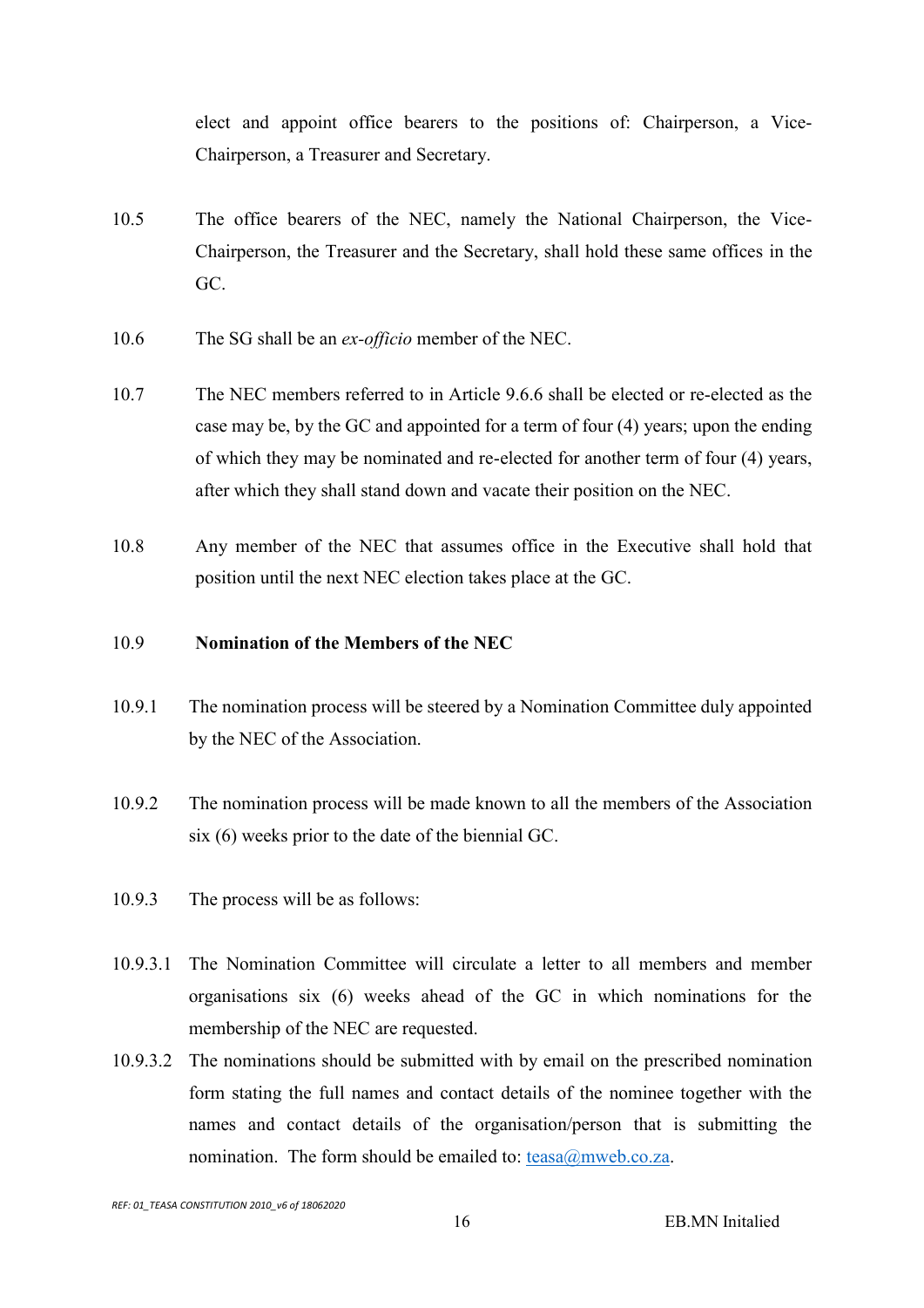elect and appoint office bearers to the positions of: Chairperson, a Vice-Chairperson, a Treasurer and Secretary.

10.5 The office bearers of the NEC, namely the National Chairperson, the Vice-Chairperson, the Treasurer and the Secretary, shall hold these same offices in the GC.

10.6 The SG shall be an *ex-officio* member of the NEC.

10.7 The NEC members referred to in Article 9.6.6 shall be elected or re-elected as the case may be, by the GC and appointed for a term of four (4) years; upon the ending of which they may be nominated and re-elected for another term of four (4) years, after which they shall stand down and vacate their position on the NEC.

10.8 Any member of the NEC that assumes office in the Executive shall hold that position until the next NEC election takes place at the GC.

10.9 **Nomination of the Members of the NEC**

10.9.1 The nomination process will be steered by a Nomination Committee duly appointed by the NEC of the Association.

10.9.2 The nomination process will be made known to all the members of the Association six (6) weeks prior to the date of the biennial GC.

10.9.3 The process will be as follows:

10.9.3.1 The Nomination Committee will circulate a letter to all members and member organisations six (6) weeks ahead of the GC in which nominations for the membership of the NEC are requested.

10.9.3.2 The nominations should be submitted with by email on the prescribed nomination form stating the full names and contact details of the nominee together with the names and contact details of the organisation/person that is submitting the nomination. The form should be emailed to: teasa@mweb.co.za.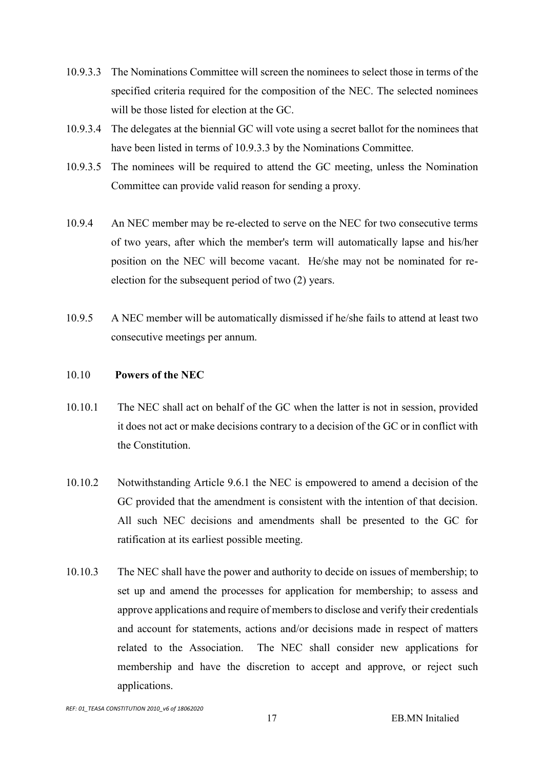10.9.3.3 The Nominations Committee will screen the nominees to select those in terms of the specified criteria required for the composition of the NEC. The selected nominees will be those listed for election at the GC.

10.9.3.4 The delegates at the biennial GC will vote using a secret ballot for the nominees that have been listed in terms of 10.9.3.3 by the Nominations Committee.

10.9.3.5 The nominees will be required to attend the GC meeting, unless the Nomination Committee can provide valid reason for sending a proxy.

10.9.4 An NEC member may be re-elected to serve on the NEC for two consecutive terms of two years, after which the member's term will automatically lapse and his/her position on the NEC will become vacant. He/she may not be nominated for re-election for the subsequent period of two (2) years.

10.9.5 A NEC member will be automatically dismissed if he/she fails to attend at least two consecutive meetings per annum.

10.10 **Powers of the NEC**

10.10.1 The NEC shall act on behalf of the GC when the latter is not in session, provided it does not act or make decisions contrary to a decision of the GC or in conflict with the Constitution.

10.10.2 Notwithstanding Article 9.6.1 the NEC is empowered to amend a decision of the GC provided that the amendment is consistent with the intention of that decision. All such NEC decisions and amendments shall be presented to the GC for ratification at its earliest possible meeting.

10.10.3 The NEC shall have the power and authority to decide on issues of membership; to set up and amend the processes for application for membership; to assess and approve applications and require of members to disclose and verify their credentials and account for statements, actions and/or decisions made in respect of matters related to the Association. The NEC shall consider new applications for membership and have the discretion to accept and approve, or reject such applications.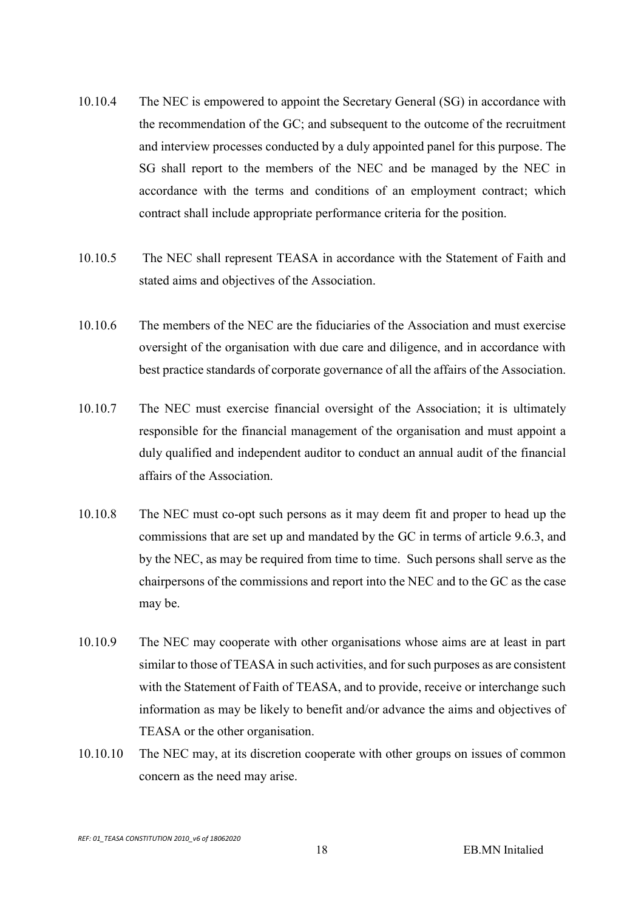10.10.4 The NEC is empowered to appoint the Secretary General (SG) in accordance with the recommendation of the GC; and subsequent to the outcome of the recruitment and interview processes conducted by a duly appointed panel for this purpose. The SG shall report to the members of the NEC and be managed by the NEC in accordance with the terms and conditions of an employment contract; which contract shall include appropriate performance criteria for the position.

10.10.5 The NEC shall represent TEASA in accordance with the Statement of Faith and stated aims and objectives of the Association.

10.10.6 The members of the NEC are the fiduciaries of the Association and must exercise oversight of the organisation with due care and diligence, and in accordance with best practice standards of corporate governance of all the affairs of the Association.

10.10.7 The NEC must exercise financial oversight of the Association; it is ultimately responsible for the financial management of the organisation and must appoint a duly qualified and independent auditor to conduct an annual audit of the financial affairs of the Association.

10.10.8 The NEC must co-opt such persons as it may deem fit and proper to head up the commissions that are set up and mandated by the GC in terms of article 9.6.3, and by the NEC, as may be required from time to time. Such persons shall serve as the chairpersons of the commissions and report into the NEC and to the GC as the case may be.

10.10.9 The NEC may cooperate with other organisations whose aims are at least in part similar to those of TEASA in such activities, and for such purposes as are consistent with the Statement of Faith of TEASA, and to provide, receive or interchange such information as may be likely to benefit and/or advance the aims and objectives of TEASA or the other organisation.

10.10.10 The NEC may, at its discretion cooperate with other groups on issues of common concern as the need may arise.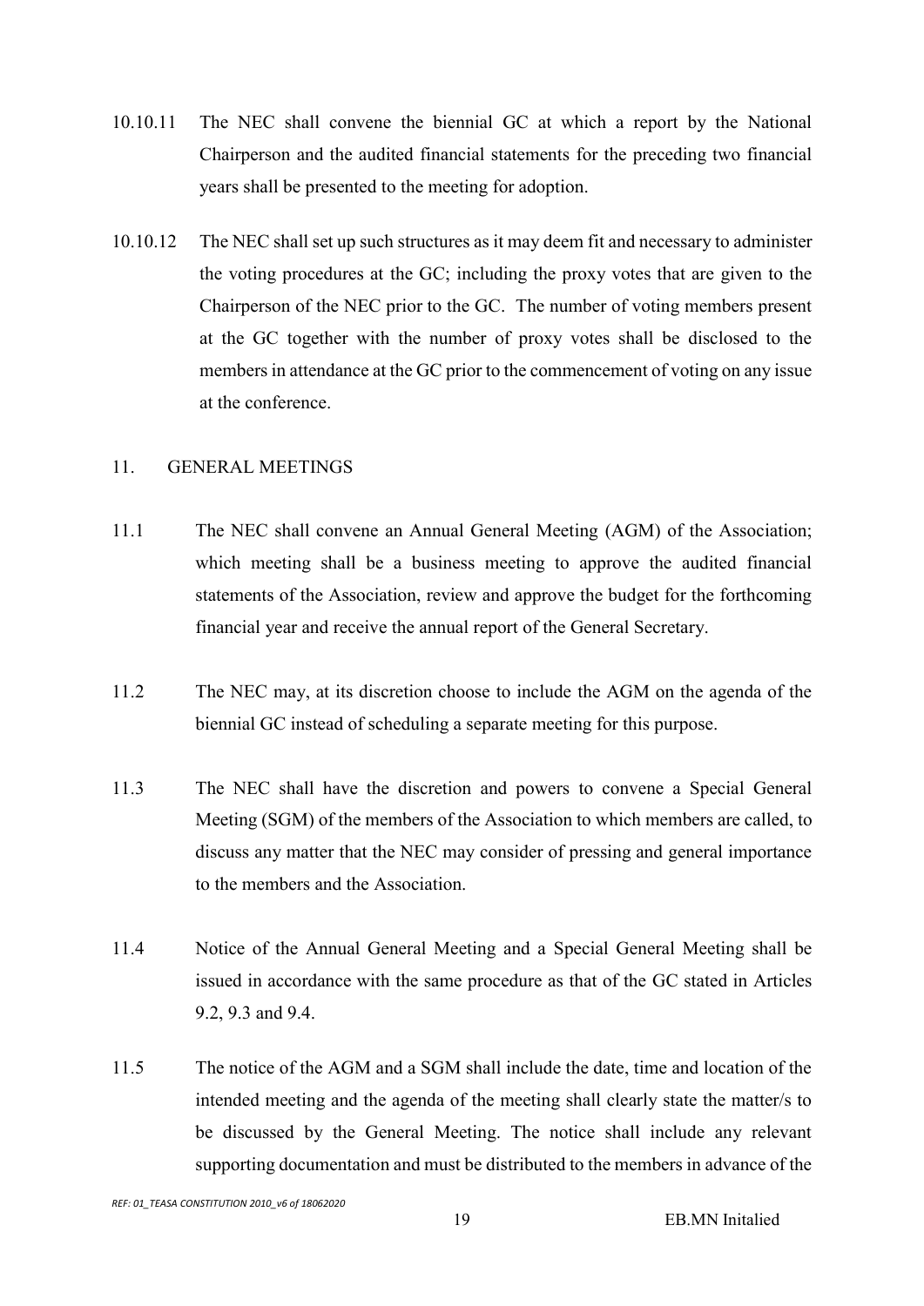10.10.11 The NEC shall convene the biennial GC at which a report by the National Chairperson and the audited financial statements for the preceding two financial years shall be presented to the meeting for adoption.

10.10.12 The NEC shall set up such structures as it may deem fit and necessary to administer the voting procedures at the GC; including the proxy votes that are given to the Chairperson of the NEC prior to the GC. The number of voting members present at the GC together with the number of proxy votes shall be disclosed to the members in attendance at the GC prior to the commencement of voting on any issue at the conference.

## 11. GENERAL MEETINGS

11.1 The NEC shall convene an Annual General Meeting (AGM) of the Association; which meeting shall be a business meeting to approve the audited financial statements of the Association, review and approve the budget for the forthcoming financial year and receive the annual report of the General Secretary.

11.2 The NEC may, at its discretion choose to include the AGM on the agenda of the biennial GC instead of scheduling a separate meeting for this purpose.

11.3 The NEC shall have the discretion and powers to convene a Special General Meeting (SGM) of the members of the Association to which members are called, to discuss any matter that the NEC may consider of pressing and general importance to the members and the Association.

11.4 Notice of the Annual General Meeting and a Special General Meeting shall be issued in accordance with the same procedure as that of the GC stated in Articles 9.2, 9.3 and 9.4.

11.5 The notice of the AGM and a SGM shall include the date, time and location of the intended meeting and the agenda of the meeting shall clearly state the matter/s to be discussed by the General Meeting. The notice shall include any relevant supporting documentation and must be distributed to the members in advance of the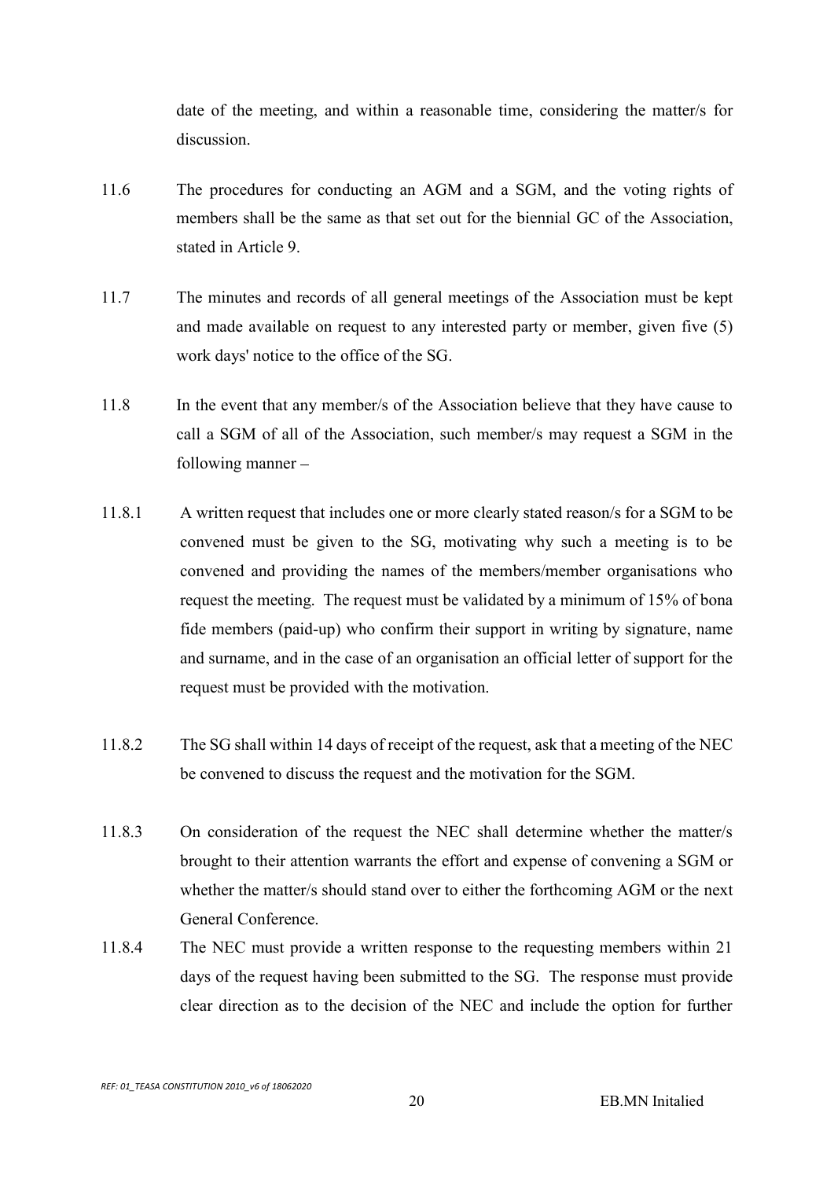date of the meeting, and within a reasonable time, considering the matter/s for discussion.

11.6 The procedures for conducting an AGM and a SGM, and the voting rights of members shall be the same as that set out for the biennial GC of the Association, stated in Article 9.

11.7 The minutes and records of all general meetings of the Association must be kept and made available on request to any interested party or member, given five (5) work days' notice to the office of the SG.

11.8 In the event that any member/s of the Association believe that they have cause to call a SGM of all of the Association, such member/s may request a SGM in the following manner –

11.8.1 A written request that includes one or more clearly stated reason/s for a SGM to be convened must be given to the SG, motivating why such a meeting is to be convened and providing the names of the members/member organisations who request the meeting. The request must be validated by a minimum of 15% of bona fide members (paid-up) who confirm their support in writing by signature, name and surname, and in the case of an organisation an official letter of support for the request must be provided with the motivation.

11.8.2 The SG shall within 14 days of receipt of the request, ask that a meeting of the NEC be convened to discuss the request and the motivation for the SGM.

11.8.3 On consideration of the request the NEC shall determine whether the matter/s brought to their attention warrants the effort and expense of convening a SGM or whether the matter/s should stand over to either the forthcoming AGM or the next General Conference.

11.8.4 The NEC must provide a written response to the requesting members within 21 days of the request having been submitted to the SG. The response must provide clear direction as to the decision of the NEC and include the option for further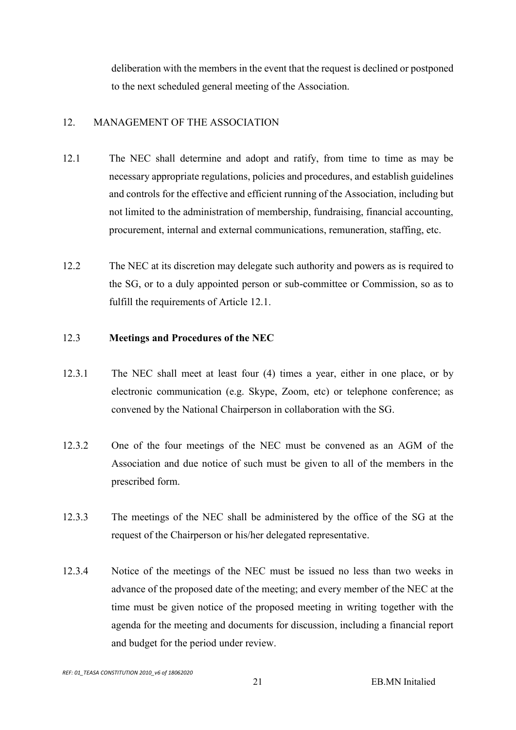deliberation with the members in the event that the request is declined or postponed to the next scheduled general meeting of the Association.

## 12. MANAGEMENT OF THE ASSOCIATION

12.1 The NEC shall determine and adopt and ratify, from time to time as may be necessary appropriate regulations, policies and procedures, and establish guidelines and controls for the effective and efficient running of the Association, including but not limited to the administration of membership, fundraising, financial accounting, procurement, internal and external communications, remuneration, staffing, etc.

12.2 The NEC at its discretion may delegate such authority and powers as is required to the SG, or to a duly appointed person or sub-committee or Commission, so as to fulfill the requirements of Article 12.1.

### 12.3 **Meetings and Procedures of the NEC**

12.3.1 The NEC shall meet at least four (4) times a year, either in one place, or by electronic communication (e.g. Skype, Zoom, etc) or telephone conference; as convened by the National Chairperson in collaboration with the SG.

12.3.2 One of the four meetings of the NEC must be convened as an AGM of the Association and due notice of such must be given to all of the members in the prescribed form.

12.3.3 The meetings of the NEC shall be administered by the office of the SG at the request of the Chairperson or his/her delegated representative.

12.3.4 Notice of the meetings of the NEC must be issued no less than two weeks in advance of the proposed date of the meeting; and every member of the NEC at the time must be given notice of the proposed meeting in writing together with the agenda for the meeting and documents for discussion, including a financial report and budget for the period under review.

EB.MN Initalied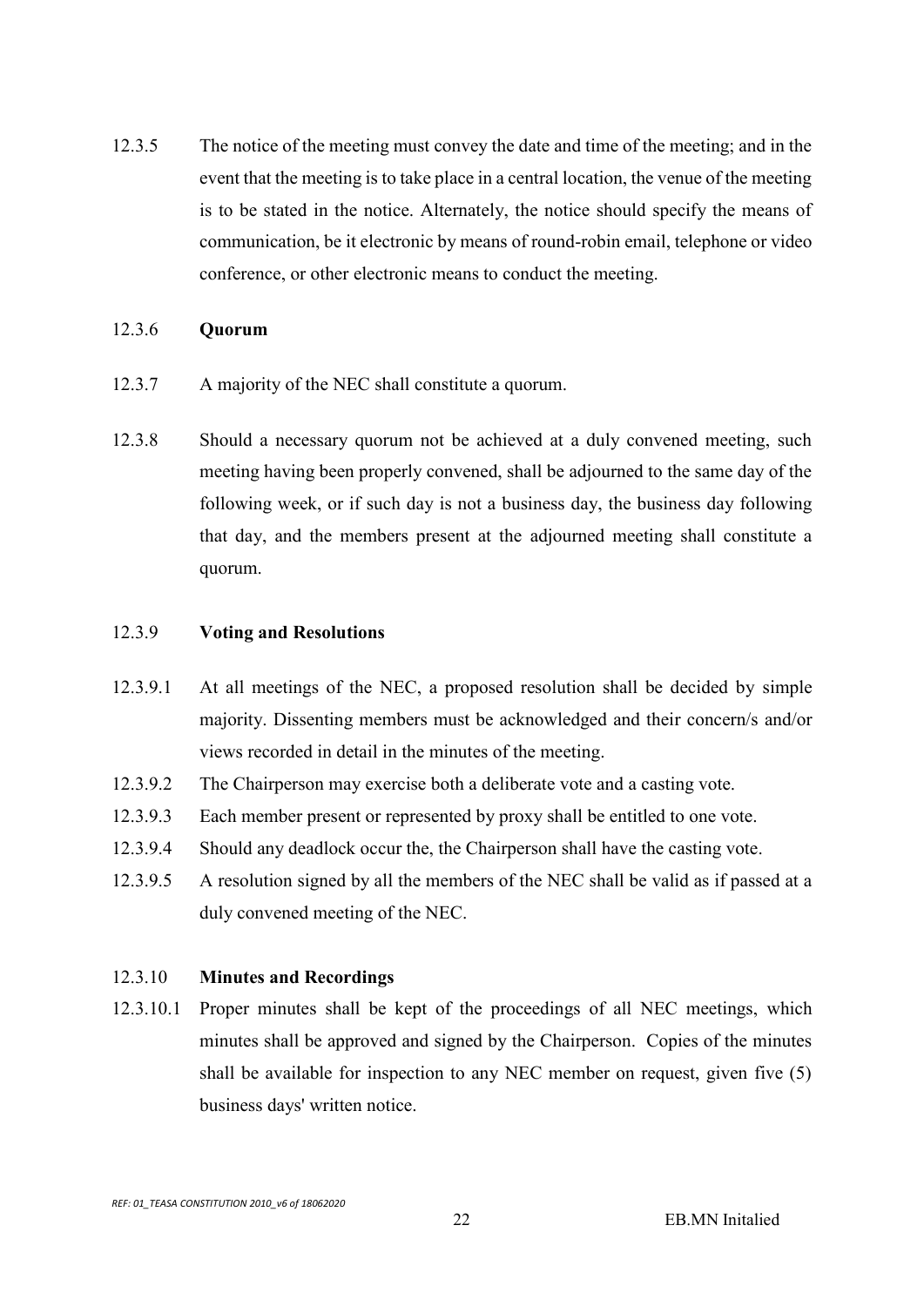12.3.5 The notice of the meeting must convey the date and time of the meeting; and in the event that the meeting is to take place in a central location, the venue of the meeting is to be stated in the notice. Alternately, the notice should specify the means of communication, be it electronic by means of round-robin email, telephone or video conference, or other electronic means to conduct the meeting.

12.3.6 **Quorum**

12.3.7 A majority of the NEC shall constitute a quorum.

12.3.8 Should a necessary quorum not be achieved at a duly convened meeting, such meeting having been properly convened, shall be adjourned to the same day of the following week, or if such day is not a business day, the business day following that day, and the members present at the adjourned meeting shall constitute a quorum.

12.3.9 **Voting and Resolutions**

12.3.9.1 At all meetings of the NEC, a proposed resolution shall be decided by simple majority. Dissenting members must be acknowledged and their concern/s and/or views recorded in detail in the minutes of the meeting.

12.3.9.2 The Chairperson may exercise both a deliberate vote and a casting vote.

12.3.9.3 Each member present or represented by proxy shall be entitled to one vote.

12.3.9.4 Should any deadlock occur the, the Chairperson shall have the casting vote.

12.3.9.5 A resolution signed by all the members of the NEC shall be valid as if passed at a duly convened meeting of the NEC.

12.3.10 **Minutes and Recordings**

12.3.10.1 Proper minutes shall be kept of the proceedings of all NEC meetings, which minutes shall be approved and signed by the Chairperson. Copies of the minutes shall be available for inspection to any NEC member on request, given five (5) business days' written notice.

EB.MN Initalied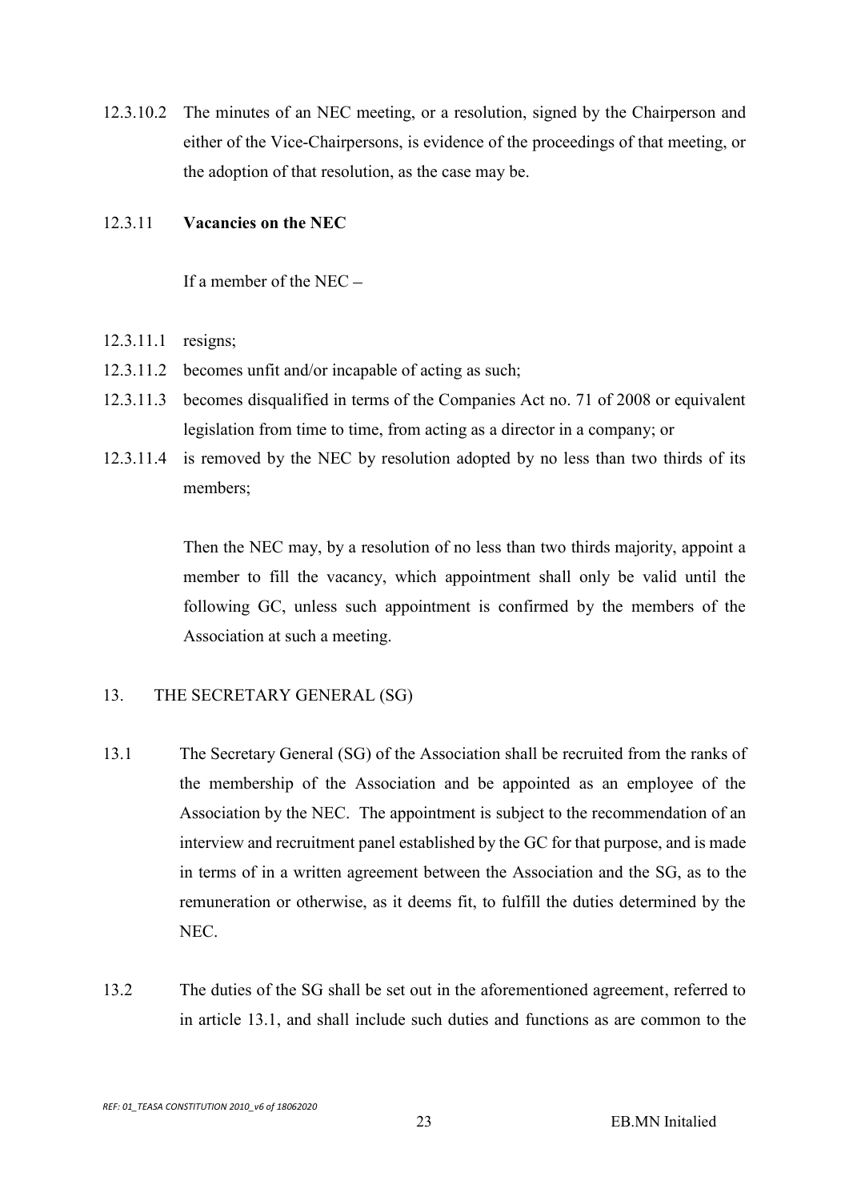12.3.10.2 The minutes of an NEC meeting, or a resolution, signed by the Chairperson and either of the Vice-Chairpersons, is evidence of the proceedings of that meeting, or the adoption of that resolution, as the case may be.

12.3.11 **Vacancies on the NEC**

If a member of the NEC –

12.3.11.1 resigns;

12.3.11.2 becomes unfit and/or incapable of acting as such;

12.3.11.3 becomes disqualified in terms of the Companies Act no. 71 of 2008 or equivalent legislation from time to time, from acting as a director in a company; or

12.3.11.4 is removed by the NEC by resolution adopted by no less than two thirds of its members;

Then the NEC may, by a resolution of no less than two thirds majority, appoint a member to fill the vacancy, which appointment shall only be valid until the following GC, unless such appointment is confirmed by the members of the Association at such a meeting.

13. THE SECRETARY GENERAL (SG)

13.1 The Secretary General (SG) of the Association shall be recruited from the ranks of the membership of the Association and be appointed as an employee of the Association by the NEC. The appointment is subject to the recommendation of an interview and recruitment panel established by the GC for that purpose, and is made in terms of in a written agreement between the Association and the SG, as to the remuneration or otherwise, as it deems fit, to fulfill the duties determined by the NEC.

13.2 The duties of the SG shall be set out in the aforementioned agreement, referred to in article 13.1, and shall include such duties and functions as are common to the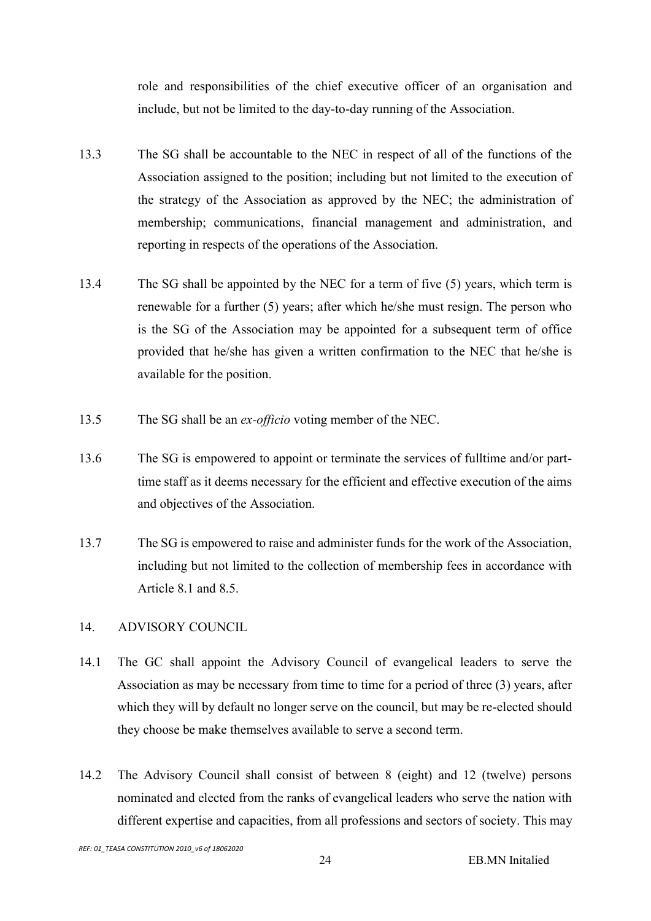role and responsibilities of the chief executive officer of an organisation and include, but not be limited to the day-to-day running of the Association.

13.3 The SG shall be accountable to the NEC in respect of all of the functions of the Association assigned to the position; including but not limited to the execution of the strategy of the Association as approved by the NEC; the administration of membership; communications, financial management and administration, and reporting in respects of the operations of the Association.

13.4 The SG shall be appointed by the NEC for a term of five (5) years, which term is renewable for a further (5) years; after which he/she must resign. The person who is the SG of the Association may be appointed for a subsequent term of office provided that he/she has given a written confirmation to the NEC that he/she is available for the position.

13.5 The SG shall be an *ex-officio* voting member of the NEC.

13.6 The SG is empowered to appoint or terminate the services of fulltime and/or part-time staff as it deems necessary for the efficient and effective execution of the aims and objectives of the Association.

13.7 The SG is empowered to raise and administer funds for the work of the Association, including but not limited to the collection of membership fees in accordance with Article 8.1 and 8.5.

## 14. ADVISORY COUNCIL

14.1 The GC shall appoint the Advisory Council of evangelical leaders to serve the Association as may be necessary from time to time for a period of three (3) years, after which they will by default no longer serve on the council, but may be re-elected should they choose be make themselves available to serve a second term.

14.2 The Advisory Council shall consist of between 8 (eight) and 12 (twelve) persons nominated and elected from the ranks of evangelical leaders who serve the nation with different expertise and capacities, from all professions and sectors of society. This may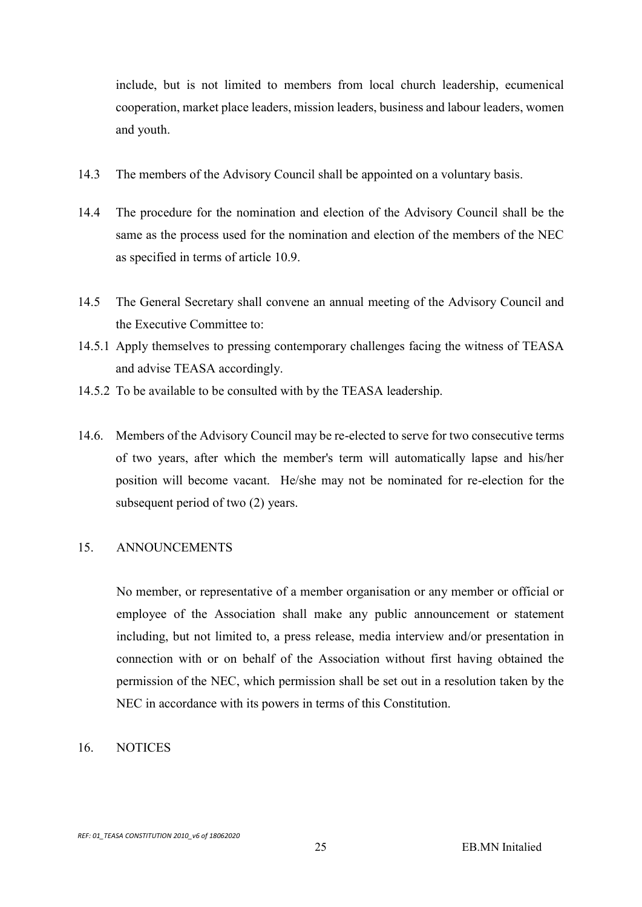include, but is not limited to members from local church leadership, ecumenical cooperation, market place leaders, mission leaders, business and labour leaders, women and youth.

14.3 The members of the Advisory Council shall be appointed on a voluntary basis.

14.4 The procedure for the nomination and election of the Advisory Council shall be the same as the process used for the nomination and election of the members of the NEC as specified in terms of article 10.9.

14.5 The General Secretary shall convene an annual meeting of the Advisory Council and the Executive Committee to:

14.5.1 Apply themselves to pressing contemporary challenges facing the witness of TEASA and advise TEASA accordingly.

14.5.2 To be available to be consulted with by the TEASA leadership.

14.6. Members of the Advisory Council may be re-elected to serve for two consecutive terms of two years, after which the member's term will automatically lapse and his/her position will become vacant. He/she may not be nominated for re-election for the subsequent period of two (2) years.

## 15. ANNOUNCEMENTS

No member, or representative of a member organisation or any member or official or employee of the Association shall make any public announcement or statement including, but not limited to, a press release, media interview and/or presentation in connection with or on behalf of the Association without first having obtained the permission of the NEC, which permission shall be set out in a resolution taken by the NEC in accordance with its powers in terms of this Constitution.

## 16. NOTICES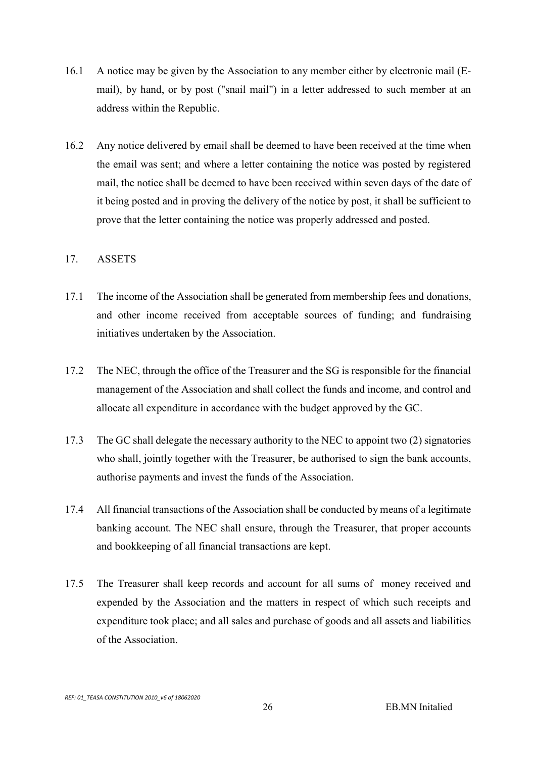16.1 A notice may be given by the Association to any member either by electronic mail (E-mail), by hand, or by post ("snail mail") in a letter addressed to such member at an address within the Republic.

16.2 Any notice delivered by email shall be deemed to have been received at the time when the email was sent; and where a letter containing the notice was posted by registered mail, the notice shall be deemed to have been received within seven days of the date of it being posted and in proving the delivery of the notice by post, it shall be sufficient to prove that the letter containing the notice was properly addressed and posted.

## 17. ASSETS

17.1 The income of the Association shall be generated from membership fees and donations, and other income received from acceptable sources of funding; and fundraising initiatives undertaken by the Association.

17.2 The NEC, through the office of the Treasurer and the SG is responsible for the financial management of the Association and shall collect the funds and income, and control and allocate all expenditure in accordance with the budget approved by the GC.

17.3 The GC shall delegate the necessary authority to the NEC to appoint two (2) signatories who shall, jointly together with the Treasurer, be authorised to sign the bank accounts, authorise payments and invest the funds of the Association.

17.4 All financial transactions of the Association shall be conducted by means of a legitimate banking account. The NEC shall ensure, through the Treasurer, that proper accounts and bookkeeping of all financial transactions are kept.

17.5 The Treasurer shall keep records and account for all sums of money received and expended by the Association and the matters in respect of which such receipts and expenditure took place; and all sales and purchase of goods and all assets and liabilities of the Association.

EB.MN Initalied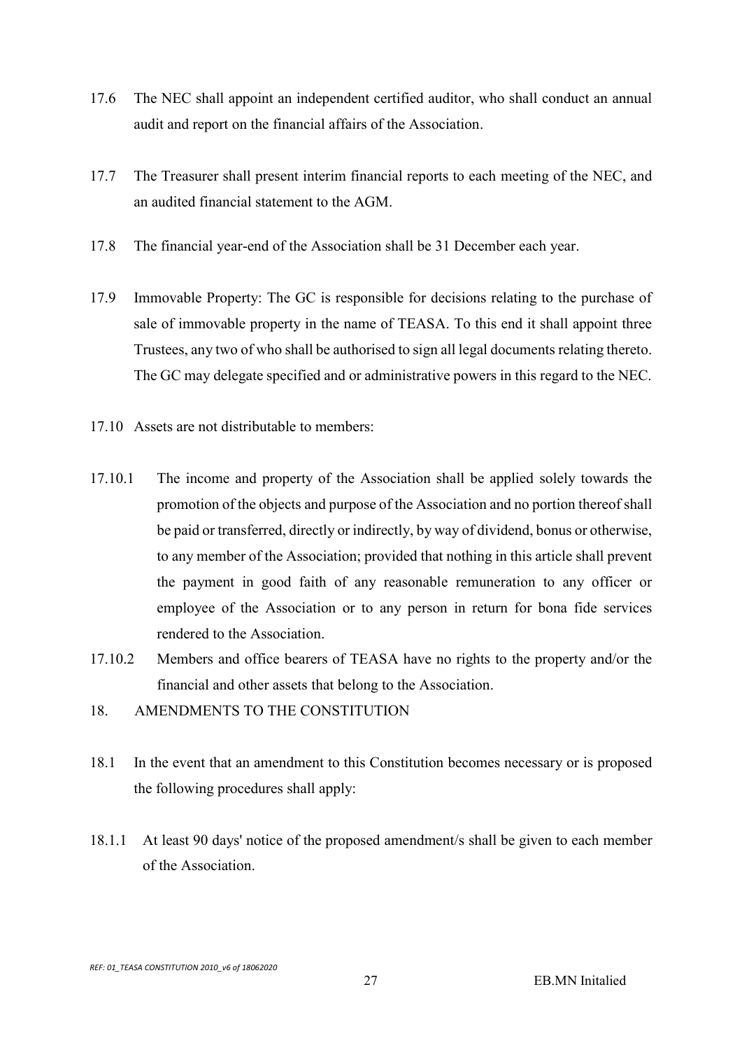17.6 The NEC shall appoint an independent certified auditor, who shall conduct an annual audit and report on the financial affairs of the Association.

17.7 The Treasurer shall present interim financial reports to each meeting of the NEC, and an audited financial statement to the AGM.

17.8 The financial year-end of the Association shall be 31 December each year.

17.9 Immovable Property: The GC is responsible for decisions relating to the purchase of sale of immovable property in the name of TEASA. To this end it shall appoint three Trustees, any two of who shall be authorised to sign all legal documents relating thereto. The GC may delegate specified and or administrative powers in this regard to the NEC.

17.10 Assets are not distributable to members:

17.10.1 The income and property of the Association shall be applied solely towards the promotion of the objects and purpose of the Association and no portion thereof shall be paid or transferred, directly or indirectly, by way of dividend, bonus or otherwise, to any member of the Association; provided that nothing in this article shall prevent the payment in good faith of any reasonable remuneration to any officer or employee of the Association or to any person in return for bona fide services rendered to the Association.

17.10.2 Members and office bearers of TEASA have no rights to the property and/or the financial and other assets that belong to the Association.

## 18. AMENDMENTS TO THE CONSTITUTION

18.1 In the event that an amendment to this Constitution becomes necessary or is proposed the following procedures shall apply:

18.1.1 At least 90 days' notice of the proposed amendment/s shall be given to each member of the Association.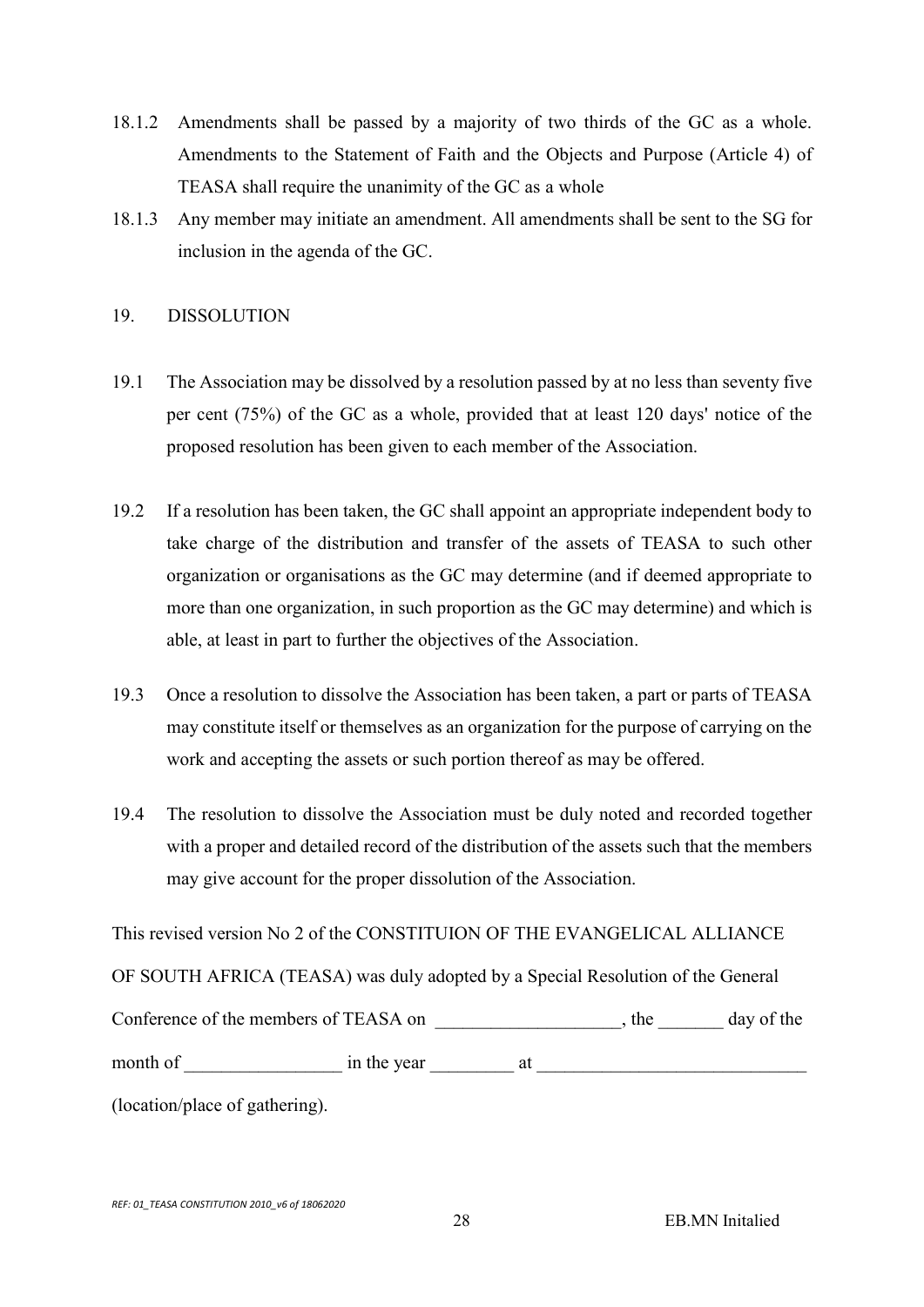18.1.2 Amendments shall be passed by a majority of two thirds of the GC as a whole. Amendments to the Statement of Faith and the Objects and Purpose (Article 4) of TEASA shall require the unanimity of the GC as a whole

18.1.3 Any member may initiate an amendment. All amendments shall be sent to the SG for inclusion in the agenda of the GC.

## 19. DISSOLUTION

19.1 The Association may be dissolved by a resolution passed by at no less than seventy five per cent (75%) of the GC as a whole, provided that at least 120 days' notice of the proposed resolution has been given to each member of the Association.

19.2 If a resolution has been taken, the GC shall appoint an appropriate independent body to take charge of the distribution and transfer of the assets of TEASA to such other organization or organisations as the GC may determine (and if deemed appropriate to more than one organization, in such proportion as the GC may determine) and which is able, at least in part to further the objectives of the Association.

19.3 Once a resolution to dissolve the Association has been taken, a part or parts of TEASA may constitute itself or themselves as an organization for the purpose of carrying on the work and accepting the assets or such portion thereof as may be offered.

19.4 The resolution to dissolve the Association must be duly noted and recorded together with a proper and detailed record of the distribution of the assets such that the members may give account for the proper dissolution of the Association.

This revised version No 2 of the CONSTITUION OF THE EVANGELICAL ALLIANCE OF SOUTH AFRICA (TEASA) was duly adopted by a Special Resolution of the General Conference of the members of TEASA on ____________________, the _______ day of the month of _________________ in the year _________ at _____________________________ (location/place of gathering).

REF: 01_TEASA CONSTITUTION 2010_v6 of 18062020

EB.MN Initalied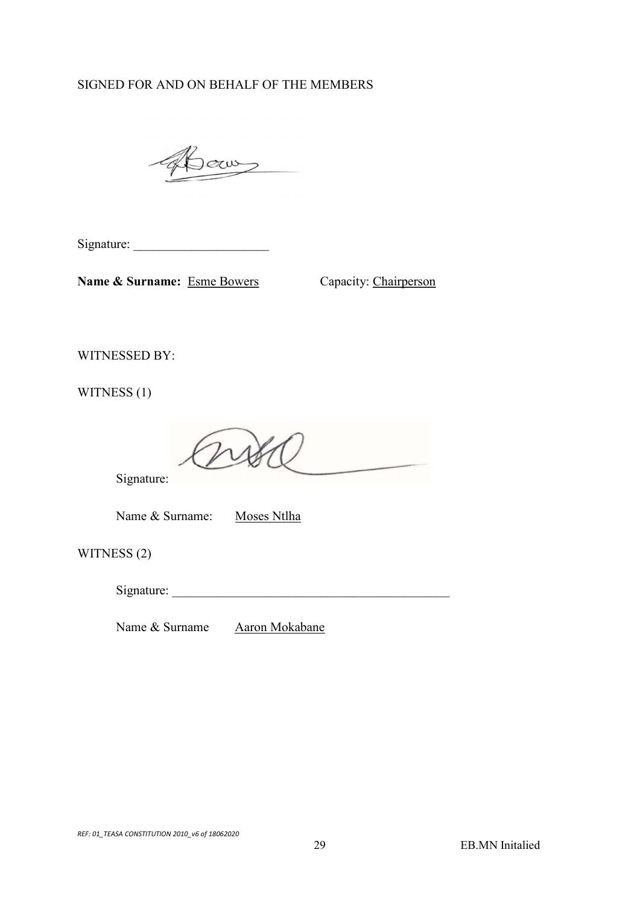SIGNED FOR AND ON BEHALF OF THE MEMBERS

Signature: ____________________

**Name & Surname:** Esme Bowers Capacity: Chairperson

WITNESSED BY:

WITNESS (1)

Signature:

Name & Surname: Moses Ntlha

WITNESS (2)

Signature: ____________________________________________

Name & Surname Aaron Mokabane

EB.MN Initalied